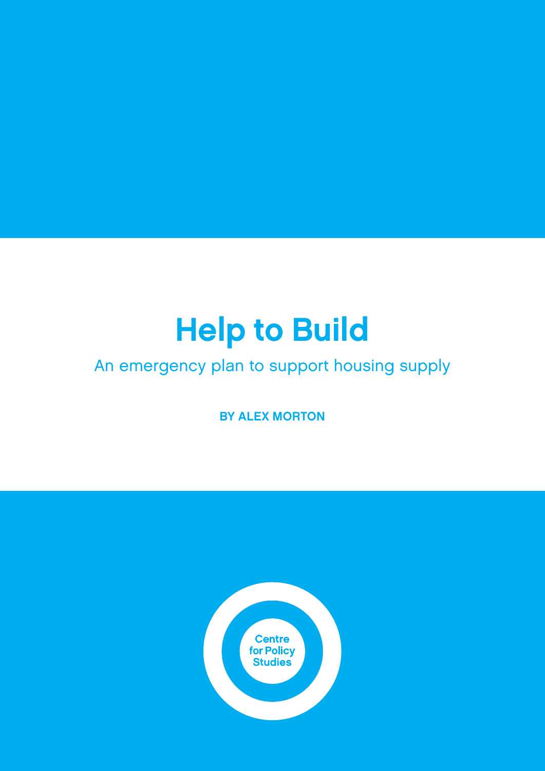# Help to Build

An emergency plan to support housing supply

**BY ALEX MORTON**

Centre for Policy Studies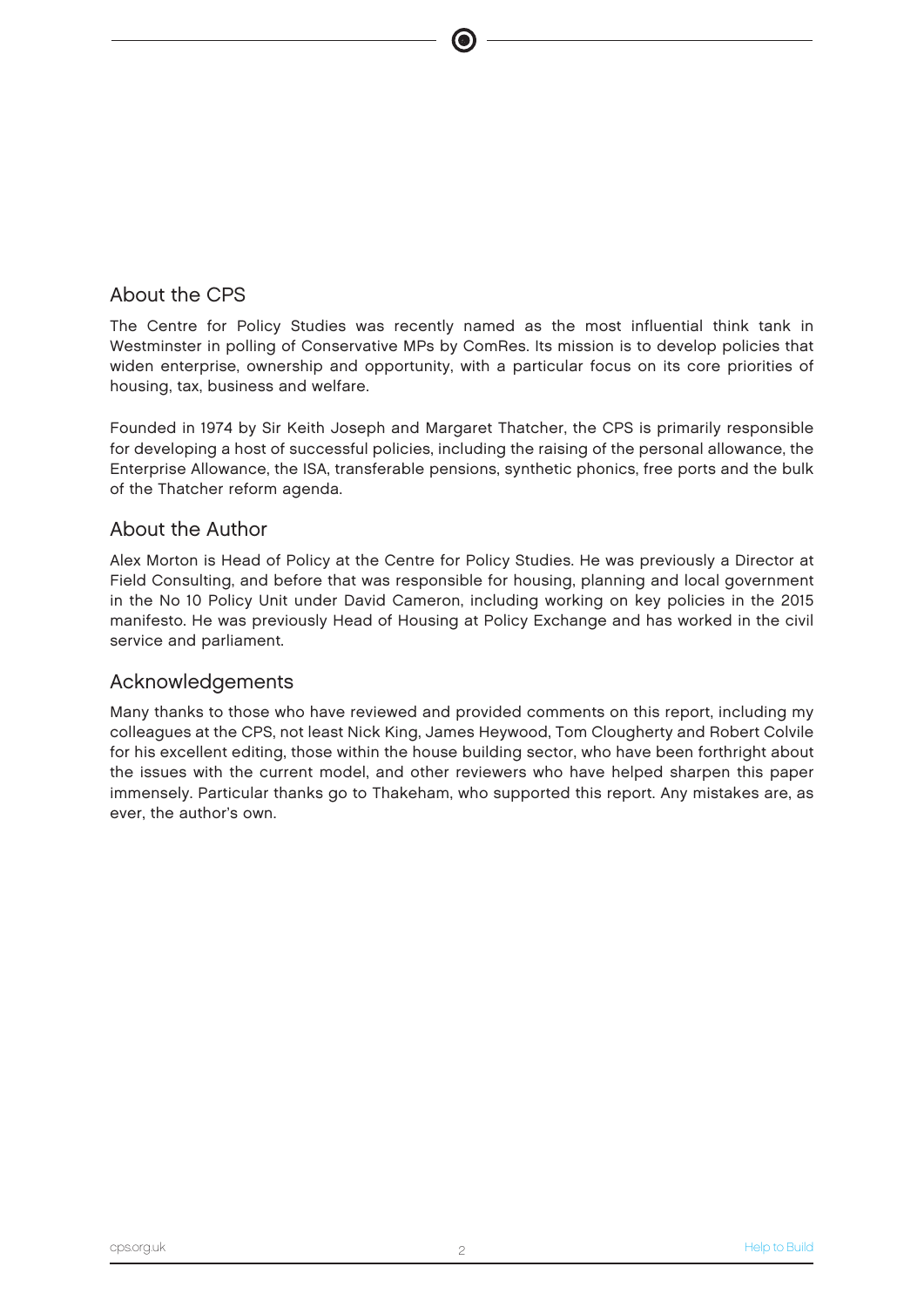## About the CPS

The Centre for Policy Studies was recently named as the most influential think tank in Westminster in polling of Conservative MPs by ComRes. Its mission is to develop policies that widen enterprise, ownership and opportunity, with a particular focus on its core priorities of housing, tax, business and welfare.

Founded in 1974 by Sir Keith Joseph and Margaret Thatcher, the CPS is primarily responsible for developing a host of successful policies, including the raising of the personal allowance, the Enterprise Allowance, the ISA, transferable pensions, synthetic phonics, free ports and the bulk of the Thatcher reform agenda.

## About the Author

Alex Morton is Head of Policy at the Centre for Policy Studies. He was previously a Director at Field Consulting, and before that was responsible for housing, planning and local government in the No 10 Policy Unit under David Cameron, including working on key policies in the 2015 manifesto. He was previously Head of Housing at Policy Exchange and has worked in the civil service and parliament.

## Acknowledgements

Many thanks to those who have reviewed and provided comments on this report, including my colleagues at the CPS, not least Nick King, James Heywood, Tom Clougherty and Robert Colvile for his excellent editing, those within the house building sector, who have been forthright about the issues with the current model, and other reviewers who have helped sharpen this paper immensely. Particular thanks go to Thakeham, who supported this report. Any mistakes are, as ever, the author's own.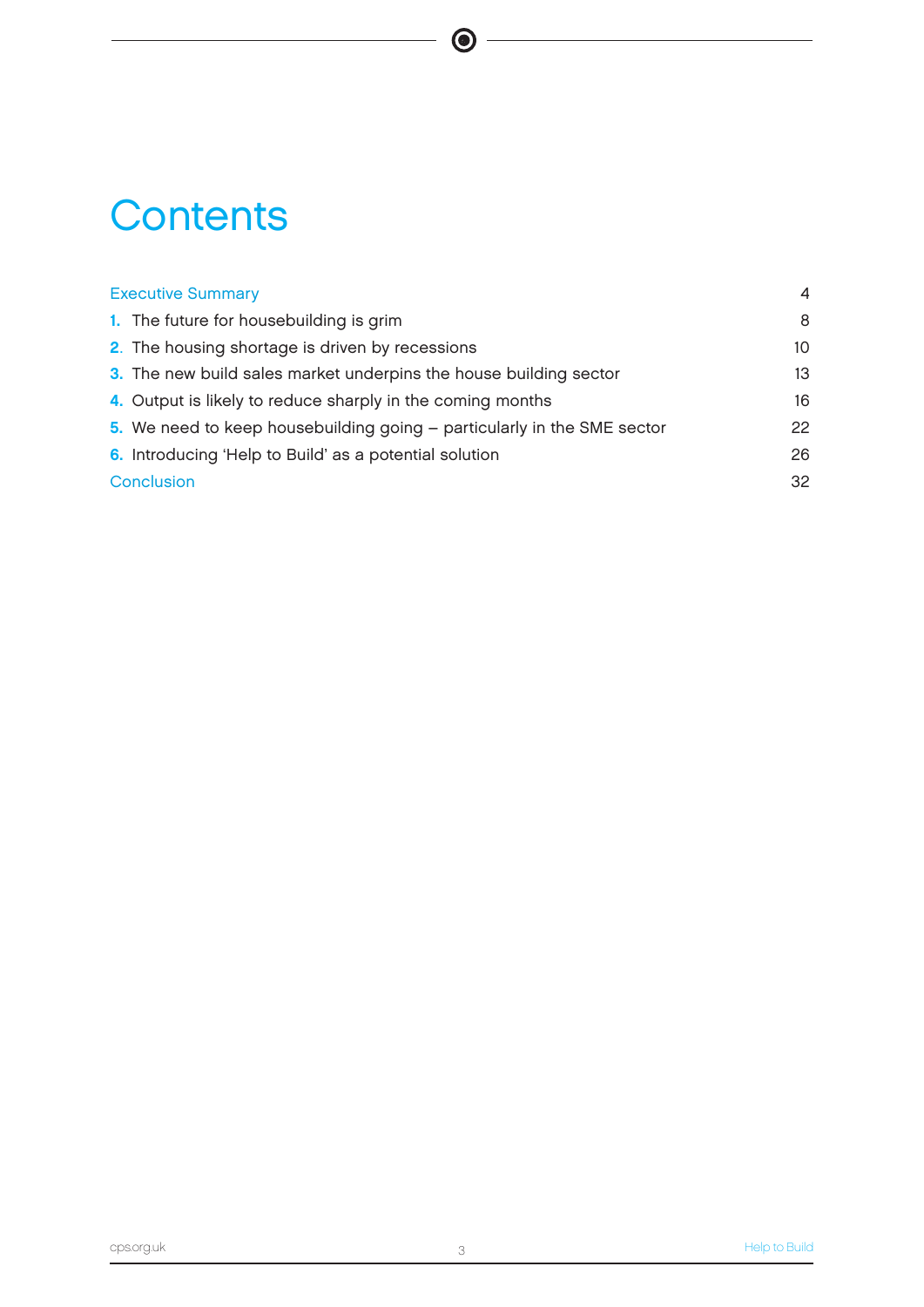# Contents

| | |
|---|---|
| Executive Summary | 4 |
| 1. The future for housebuilding is grim | 8 |
| 2. The housing shortage is driven by recessions | 10 |
| 3. The new build sales market underpins the house building sector | 13 |
| 4. Output is likely to reduce sharply in the coming months | 16 |
| 5. We need to keep housebuilding going – particularly in the SME sector | 22 |
| 6. Introducing 'Help to Build' as a potential solution | 26 |
| Conclusion | 32 |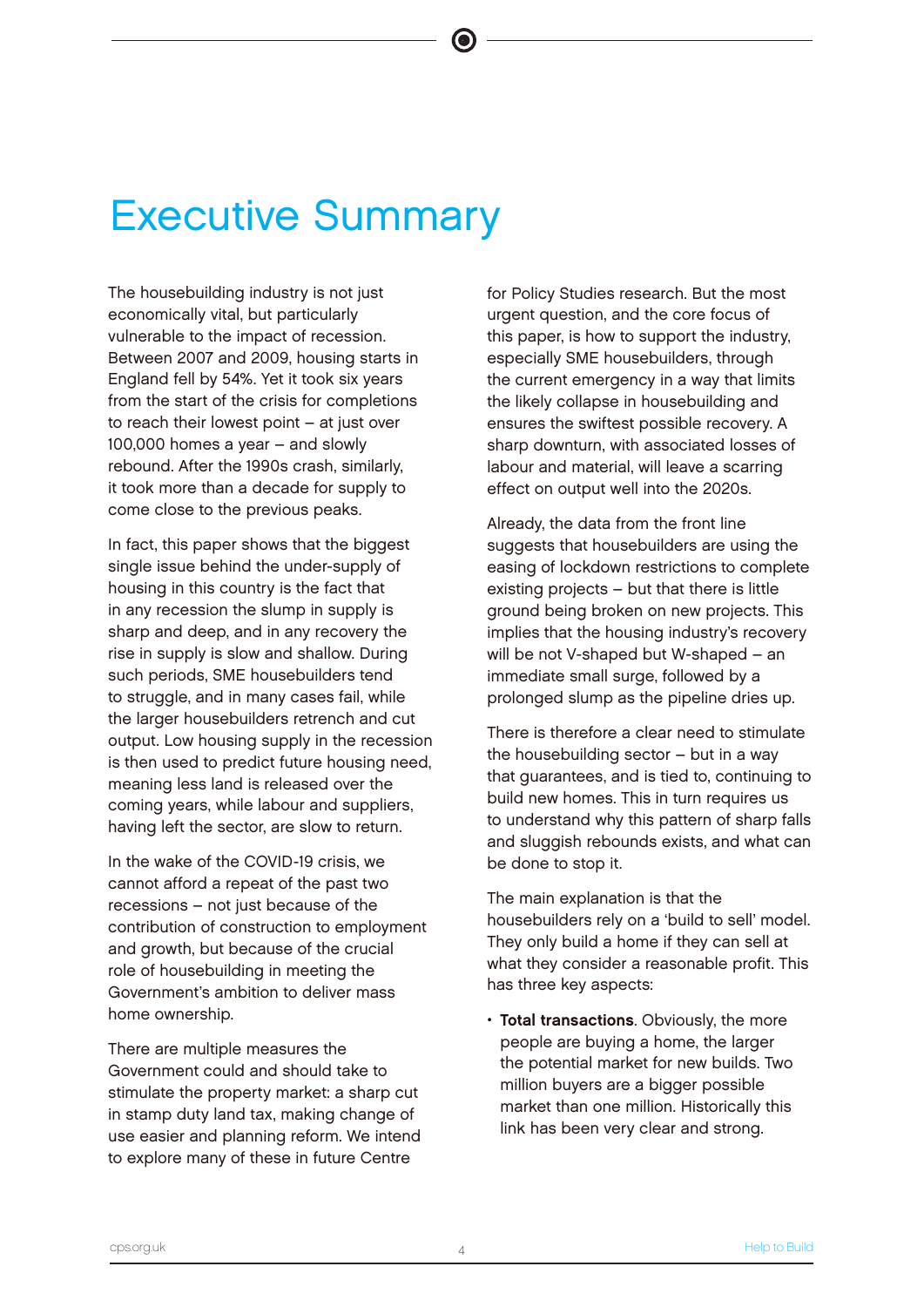# Executive Summary

The housebuilding industry is not just economically vital, but particularly vulnerable to the impact of recession. Between 2007 and 2009, housing starts in England fell by 54%. Yet it took six years from the start of the crisis for completions to reach their lowest point – at just over 100,000 homes a year – and slowly rebound. After the 1990s crash, similarly, it took more than a decade for supply to come close to the previous peaks.

In fact, this paper shows that the biggest single issue behind the under-supply of housing in this country is the fact that in any recession the slump in supply is sharp and deep, and in any recovery the rise in supply is slow and shallow. During such periods, SME housebuilders tend to struggle, and in many cases fail, while the larger housebuilders retrench and cut output. Low housing supply in the recession is then used to predict future housing need, meaning less land is released over the coming years, while labour and suppliers, having left the sector, are slow to return.

In the wake of the COVID-19 crisis, we cannot afford a repeat of the past two recessions – not just because of the contribution of construction to employment and growth, but because of the crucial role of housebuilding in meeting the Government's ambition to deliver mass home ownership.

There are multiple measures the Government could and should take to stimulate the property market: a sharp cut in stamp duty land tax, making change of use easier and planning reform. We intend to explore many of these in future Centre for Policy Studies research. But the most urgent question, and the core focus of this paper, is how to support the industry, especially SME housebuilders, through the current emergency in a way that limits the likely collapse in housebuilding and ensures the swiftest possible recovery. A sharp downturn, with associated losses of labour and material, will leave a scarring effect on output well into the 2020s.

Already, the data from the front line suggests that housebuilders are using the easing of lockdown restrictions to complete existing projects – but that there is little ground being broken on new projects. This implies that the housing industry's recovery will be not V-shaped but W-shaped – an immediate small surge, followed by a prolonged slump as the pipeline dries up.

There is therefore a clear need to stimulate the housebuilding sector – but in a way that guarantees, and is tied to, continuing to build new homes. This in turn requires us to understand why this pattern of sharp falls and sluggish rebounds exists, and what can be done to stop it.

The main explanation is that the housebuilders rely on a 'build to sell' model. They only build a home if they can sell at what they consider a reasonable profit. This has three key aspects:

- **Total transactions**. Obviously, the more people are buying a home, the larger the potential market for new builds. Two million buyers are a bigger possible market than one million. Historically this link has been very clear and strong.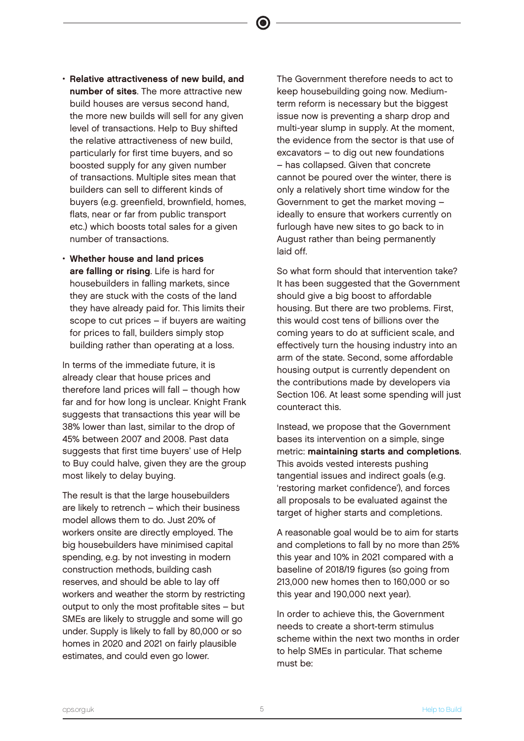- **Relative attractiveness of new build, and number of sites**. The more attractive new build houses are versus second hand, the more new builds will sell for any given level of transactions. Help to Buy shifted the relative attractiveness of new build, particularly for first time buyers, and so boosted supply for any given number of transactions. Multiple sites mean that builders can sell to different kinds of buyers (e.g. greenfield, brownfield, homes, flats, near or far from public transport etc.) which boosts total sales for a given number of transactions.
- **Whether house and land prices are falling or rising**. Life is hard for housebuilders in falling markets, since they are stuck with the costs of the land they have already paid for. This limits their scope to cut prices – if buyers are waiting for prices to fall, builders simply stop building rather than operating at a loss.

In terms of the immediate future, it is already clear that house prices and therefore land prices will fall – though how far and for how long is unclear. Knight Frank suggests that transactions this year will be 38% lower than last, similar to the drop of 45% between 2007 and 2008. Past data suggests that first time buyers' use of Help to Buy could halve, given they are the group most likely to delay buying.

The result is that the large housebuilders are likely to retrench – which their business model allows them to do. Just 20% of workers onsite are directly employed. The big housebuilders have minimised capital spending, e.g. by not investing in modern construction methods, building cash reserves, and should be able to lay off workers and weather the storm by restricting output to only the most profitable sites – but SMEs are likely to struggle and some will go under. Supply is likely to fall by 80,000 or so homes in 2020 and 2021 on fairly plausible estimates, and could even go lower.

The Government therefore needs to act to keep housebuilding going now. Medium-term reform is necessary but the biggest issue now is preventing a sharp drop and multi-year slump in supply. At the moment, the evidence from the sector is that use of excavators – to dig out new foundations – has collapsed. Given that concrete cannot be poured over the winter, there is only a relatively short time window for the Government to get the market moving – ideally to ensure that workers currently on furlough have new sites to go back to in August rather than being permanently laid off.

So what form should that intervention take? It has been suggested that the Government should give a big boost to affordable housing. But there are two problems. First, this would cost tens of billions over the coming years to do at sufficient scale, and effectively turn the housing industry into an arm of the state. Second, some affordable housing output is currently dependent on the contributions made by developers via Section 106. At least some spending will just counteract this.

Instead, we propose that the Government bases its intervention on a simple, singe metric: **maintaining starts and completions**. This avoids vested interests pushing tangential issues and indirect goals (e.g. 'restoring market confidence'), and forces all proposals to be evaluated against the target of higher starts and completions.

A reasonable goal would be to aim for starts and completions to fall by no more than 25% this year and 10% in 2021 compared with a baseline of 2018/19 figures (so going from 213,000 new homes then to 160,000 or so this year and 190,000 next year).

In order to achieve this, the Government needs to create a short-term stimulus scheme within the next two months in order to help SMEs in particular. That scheme must be: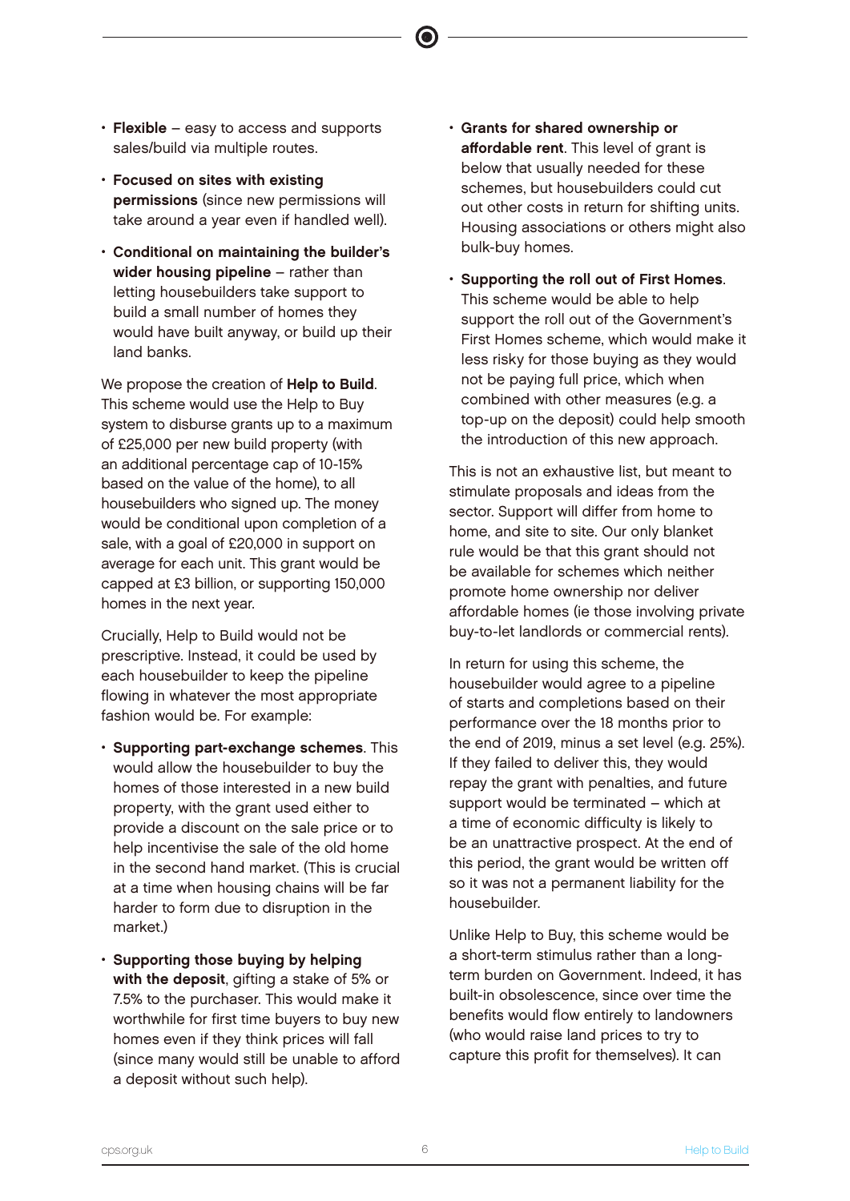- **Flexible** – easy to access and supports sales/build via multiple routes.
- **Focused on sites with existing permissions** (since new permissions will take around a year even if handled well).
- **Conditional on maintaining the builder's wider housing pipeline** – rather than letting housebuilders take support to build a small number of homes they would have built anyway, or build up their land banks.

We propose the creation of **Help to Build**. This scheme would use the Help to Buy system to disburse grants up to a maximum of £25,000 per new build property (with an additional percentage cap of 10-15% based on the value of the home), to all housebuilders who signed up. The money would be conditional upon completion of a sale, with a goal of £20,000 in support on average for each unit. This grant would be capped at £3 billion, or supporting 150,000 homes in the next year.

Crucially, Help to Build would not be prescriptive. Instead, it could be used by each housebuilder to keep the pipeline flowing in whatever the most appropriate fashion would be. For example:

- **Supporting part-exchange schemes**. This would allow the housebuilder to buy the homes of those interested in a new build property, with the grant used either to provide a discount on the sale price or to help incentivise the sale of the old home in the second hand market. (This is crucial at a time when housing chains will be far harder to form due to disruption in the market.)
- **Supporting those buying by helping with the deposit**, gifting a stake of 5% or 7.5% to the purchaser. This would make it worthwhile for first time buyers to buy new homes even if they think prices will fall (since many would still be unable to afford a deposit without such help).
- **Grants for shared ownership or affordable rent**. This level of grant is below that usually needed for these schemes, but housebuilders could cut out other costs in return for shifting units. Housing associations or others might also bulk-buy homes.
- **Supporting the roll out of First Homes**. This scheme would be able to help support the roll out of the Government's First Homes scheme, which would make it less risky for those buying as they would not be paying full price, which when combined with other measures (e.g. a top-up on the deposit) could help smooth the introduction of this new approach.

This is not an exhaustive list, but meant to stimulate proposals and ideas from the sector. Support will differ from home to home, and site to site. Our only blanket rule would be that this grant should not be available for schemes which neither promote home ownership nor deliver affordable homes (ie those involving private buy-to-let landlords or commercial rents).

In return for using this scheme, the housebuilder would agree to a pipeline of starts and completions based on their performance over the 18 months prior to the end of 2019, minus a set level (e.g. 25%). If they failed to deliver this, they would repay the grant with penalties, and future support would be terminated – which at a time of economic difficulty is likely to be an unattractive prospect. At the end of this period, the grant would be written off so it was not a permanent liability for the housebuilder.

Unlike Help to Buy, this scheme would be a short-term stimulus rather than a long-term burden on Government. Indeed, it has built-in obsolescence, since over time the benefits would flow entirely to landowners (who would raise land prices to try to capture this profit for themselves). It can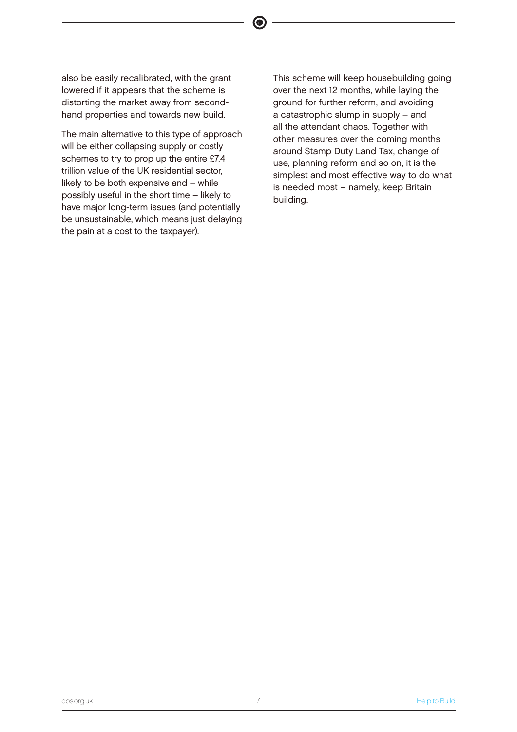also be easily recalibrated, with the grant lowered if it appears that the scheme is distorting the market away from second-hand properties and towards new build.

The main alternative to this type of approach will be either collapsing supply or costly schemes to try to prop up the entire £7.4 trillion value of the UK residential sector, likely to be both expensive and – while possibly useful in the short time – likely to have major long-term issues (and potentially be unsustainable, which means just delaying the pain at a cost to the taxpayer).

This scheme will keep housebuilding going over the next 12 months, while laying the ground for further reform, and avoiding a catastrophic slump in supply – and all the attendant chaos. Together with other measures over the coming months around Stamp Duty Land Tax, change of use, planning reform and so on, it is the simplest and most effective way to do what is needed most – namely, keep Britain building.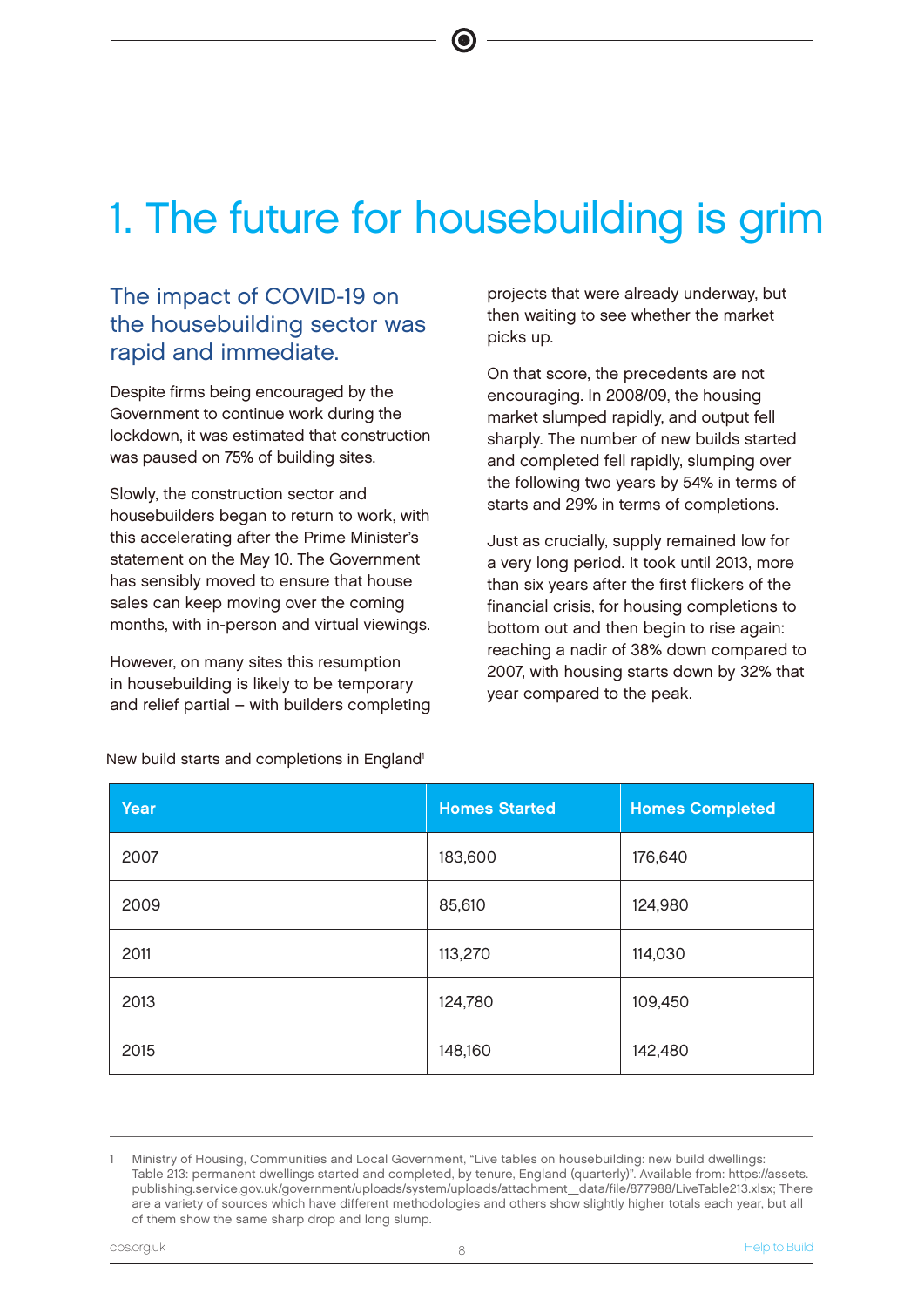# 1. The future for housebuilding is grim

## The impact of COVID-19 on the housebuilding sector was rapid and immediate.

Despite firms being encouraged by the Government to continue work during the lockdown, it was estimated that construction was paused on 75% of building sites.

Slowly, the construction sector and housebuilders began to return to work, with this accelerating after the Prime Minister's statement on the May 10. The Government has sensibly moved to ensure that house sales can keep moving over the coming months, with in-person and virtual viewings.

However, on many sites this resumption in housebuilding is likely to be temporary and relief partial – with builders completing projects that were already underway, but then waiting to see whether the market picks up.

On that score, the precedents are not encouraging. In 2008/09, the housing market slumped rapidly, and output fell sharply. The number of new builds started and completed fell rapidly, slumping over the following two years by 54% in terms of starts and 29% in terms of completions.

Just as crucially, supply remained low for a very long period. It took until 2013, more than six years after the first flickers of the financial crisis, for housing completions to bottom out and then begin to rise again: reaching a nadir of 38% down compared to 2007, with housing starts down by 32% that year compared to the peak.

New build starts and completions in England[1]

| Year | Homes Started | Homes Completed |
|---|---|---|
| 2007 | 183,600 | 176,640 |
| 2009 | 85,610 | 124,980 |
| 2011 | 113,270 | 114,030 |
| 2013 | 124,780 | 109,450 |
| 2015 | 148,160 | 142,480 |

1 Ministry of Housing, Communities and Local Government, "Live tables on housebuilding: new build dwellings: Table 213: permanent dwellings started and completed, by tenure, England (quarterly)". Available from: https://assets.publishing.service.gov.uk/government/uploads/system/uploads/attachment_data/file/877988/LiveTable213.xlsx; There are a variety of sources which have different methodologies and others show slightly higher totals each year, but all of them show the same sharp drop and long slump.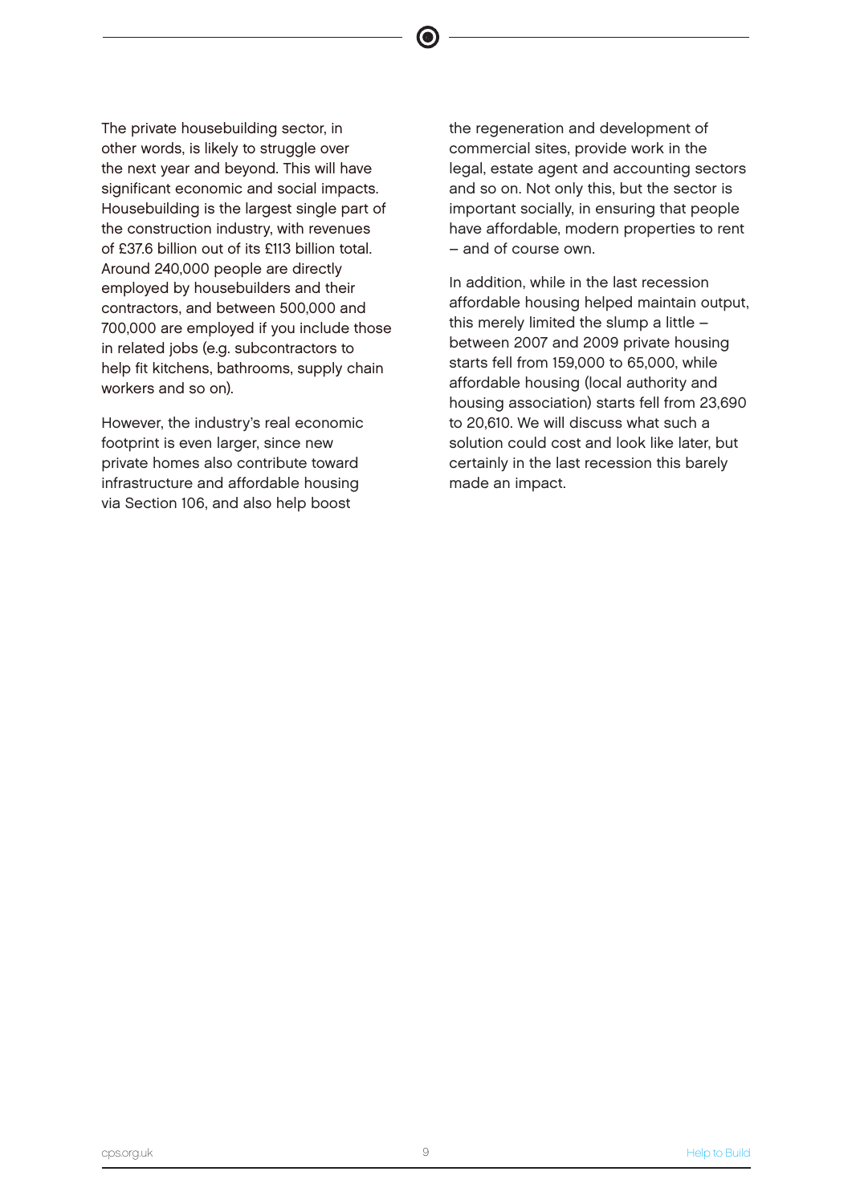The private housebuilding sector, in other words, is likely to struggle over the next year and beyond. This will have significant economic and social impacts. Housebuilding is the largest single part of the construction industry, with revenues of £37.6 billion out of its £113 billion total. Around 240,000 people are directly employed by housebuilders and their contractors, and between 500,000 and 700,000 are employed if you include those in related jobs (e.g. subcontractors to help fit kitchens, bathrooms, supply chain workers and so on).

However, the industry's real economic footprint is even larger, since new private homes also contribute toward infrastructure and affordable housing via Section 106, and also help boost the regeneration and development of commercial sites, provide work in the legal, estate agent and accounting sectors and so on. Not only this, but the sector is important socially, in ensuring that people have affordable, modern properties to rent – and of course own.

In addition, while in the last recession affordable housing helped maintain output, this merely limited the slump a little – between 2007 and 2009 private housing starts fell from 159,000 to 65,000, while affordable housing (local authority and housing association) starts fell from 23,690 to 20,610. We will discuss what such a solution could cost and look like later, but certainly in the last recession this barely made an impact.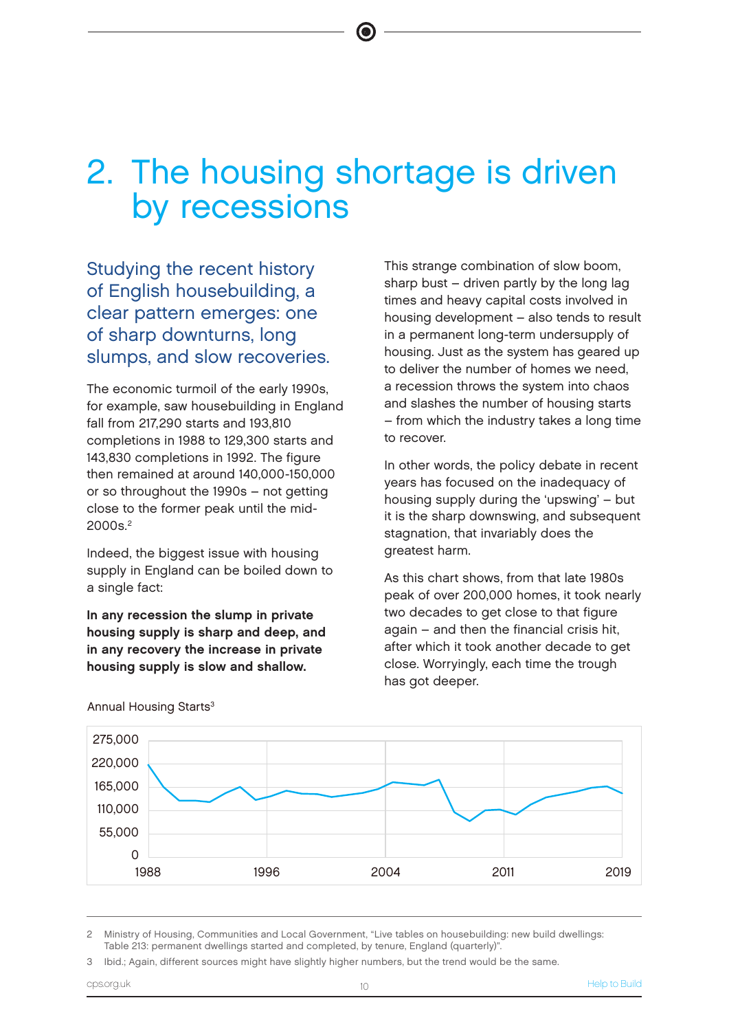# 2. The housing shortage is driven by recessions

## Studying the recent history of English housebuilding, a clear pattern emerges: one of sharp downturns, long slumps, and slow recoveries.

The economic turmoil of the early 1990s, for example, saw housebuilding in England fall from 217,290 starts and 193,810 completions in 1988 to 129,300 starts and 143,830 completions in 1992. The figure then remained at around 140,000-150,000 or so throughout the 1990s – not getting close to the former peak until the mid-2000s.[2]

Indeed, the biggest issue with housing supply in England can be boiled down to a single fact:

**In any recession the slump in private housing supply is sharp and deep, and in any recovery the increase in private housing supply is slow and shallow.**

This strange combination of slow boom, sharp bust – driven partly by the long lag times and heavy capital costs involved in housing development – also tends to result in a permanent long-term undersupply of housing. Just as the system has geared up to deliver the number of homes we need, a recession throws the system into chaos and slashes the number of housing starts – from which the industry takes a long time to recover.

In other words, the policy debate in recent years has focused on the inadequacy of housing supply during the 'upswing' – but it is the sharp downswing, and subsequent stagnation, that invariably does the greatest harm.

As this chart shows, from that late 1980s peak of over 200,000 homes, it took nearly two decades to get close to that figure again – and then the financial crisis hit, after which it took another decade to get close. Worryingly, each time the trough has got deeper.

Annual Housing Starts[3]

---

2 Ministry of Housing, Communities and Local Government, "Live tables on housebuilding: new build dwellings: Table 213: permanent dwellings started and completed, by tenure, England (quarterly)".

3 Ibid.; Again, different sources might have slightly higher numbers, but the trend would be the same.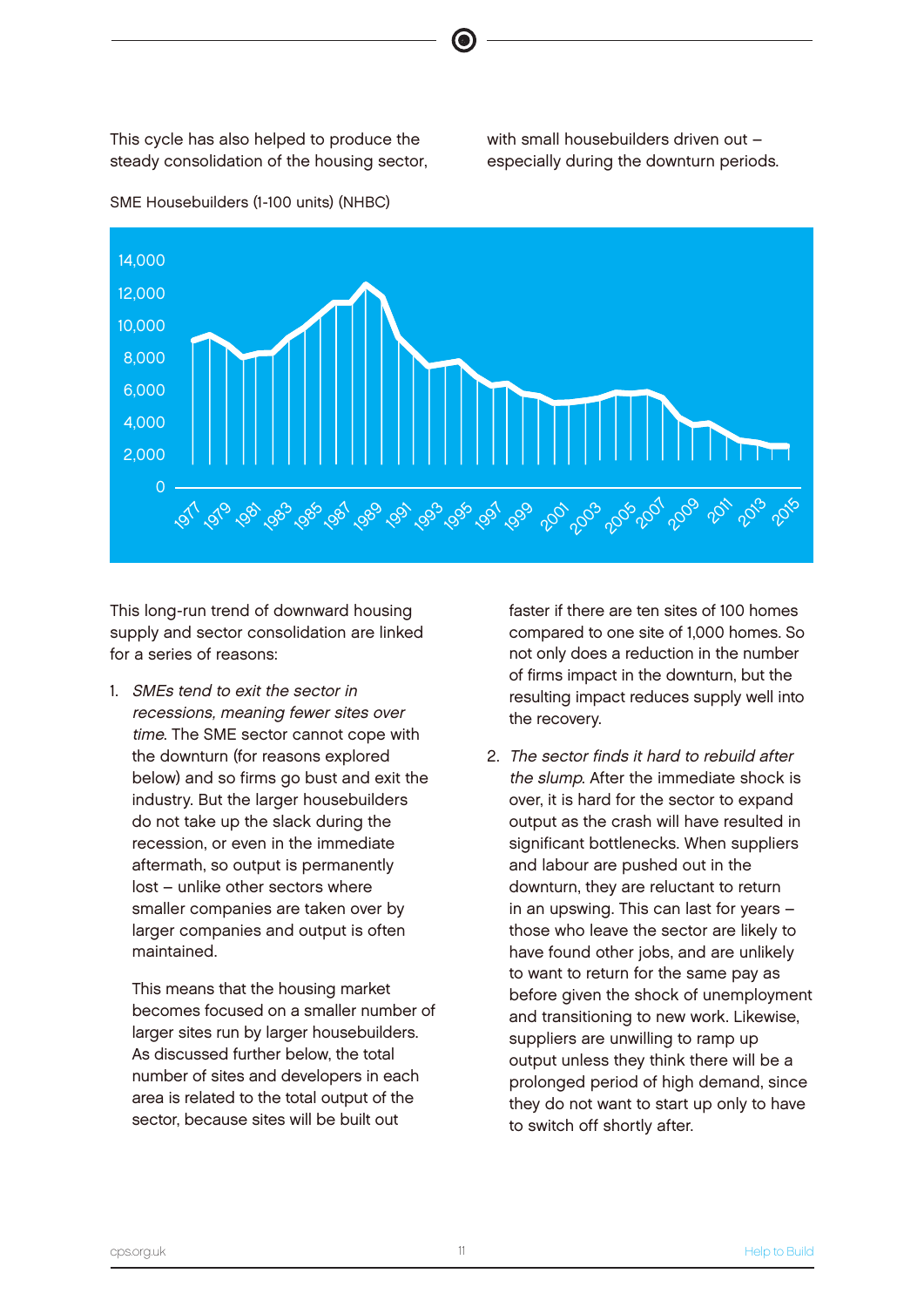This cycle has also helped to produce the steady consolidation of the housing sector, with small housebuilders driven out – especially during the downturn periods.

SME Housebuilders (1-100 units) (NHBC)

This long-run trend of downward housing supply and sector consolidation are linked for a series of reasons:

1. *SMEs tend to exit the sector in recessions, meaning fewer sites over time*. The SME sector cannot cope with the downturn (for reasons explored below) and so firms go bust and exit the industry. But the larger housebuilders do not take up the slack during the recession, or even in the immediate aftermath, so output is permanently lost – unlike other sectors where smaller companies are taken over by larger companies and output is often maintained.

   This means that the housing market becomes focused on a smaller number of larger sites run by larger housebuilders. As discussed further below, the total number of sites and developers in each area is related to the total output of the sector, because sites will be built out faster if there are ten sites of 100 homes compared to one site of 1,000 homes. So not only does a reduction in the number of firms impact in the downturn, but the resulting impact reduces supply well into the recovery.

2. *The sector finds it hard to rebuild after the slump*. After the immediate shock is over, it is hard for the sector to expand output as the crash will have resulted in significant bottlenecks. When suppliers and labour are pushed out in the downturn, they are reluctant to return in an upswing. This can last for years – those who leave the sector are likely to have found other jobs, and are unlikely to want to return for the same pay as before given the shock of unemployment and transitioning to new work. Likewise, suppliers are unwilling to ramp up output unless they think there will be a prolonged period of high demand, since they do not want to start up only to have to switch off shortly after.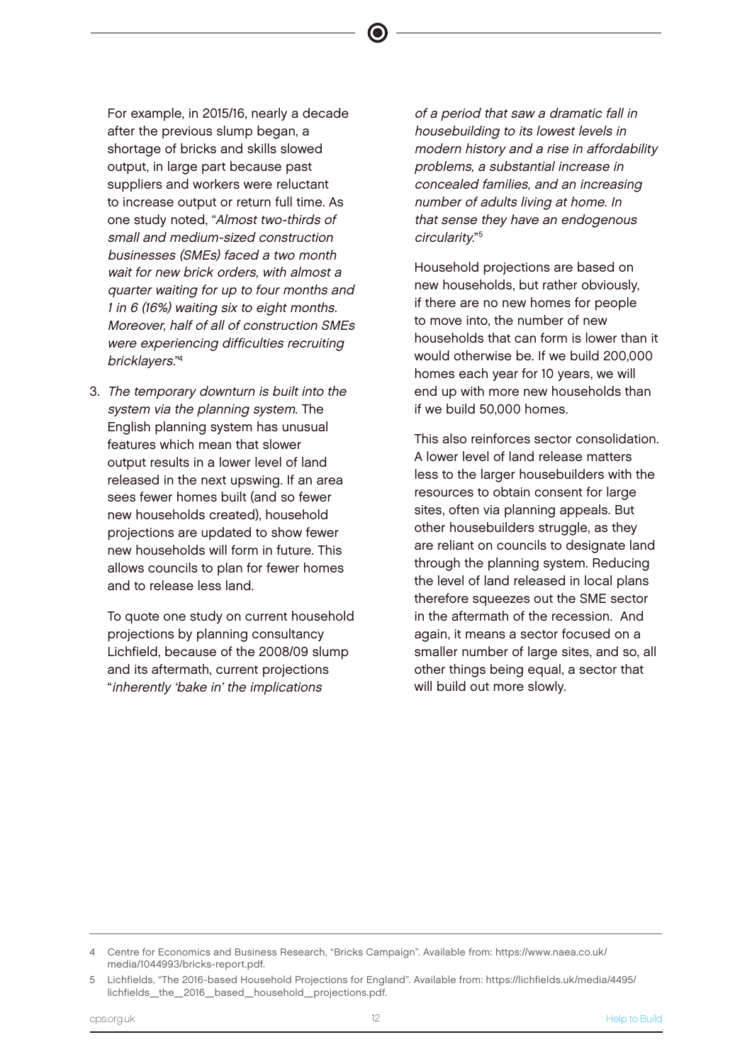For example, in 2015/16, nearly a decade after the previous slump began, a shortage of bricks and skills slowed output, in large part because past suppliers and workers were reluctant to increase output or return full time. As one study noted, "*Almost two-thirds of small and medium-sized construction businesses (SMEs) faced a two month wait for new brick orders, with almost a quarter waiting for up to four months and 1 in 6 (16%) waiting six to eight months. Moreover, half of all of construction SMEs were experiencing difficulties recruiting bricklayers.*"[4]

3. *The temporary downturn is built into the system via the planning system*. The English planning system has unusual features which mean that slower output results in a lower level of land released in the next upswing. If an area sees fewer homes built (and so fewer new households created), household projections are updated to show fewer new households will form in future. This allows councils to plan for fewer homes and to release less land.

   To quote one study on current household projections by planning consultancy Lichfield, because of the 2008/09 slump and its aftermath, current projections "*inherently 'bake in' the implications of a period that saw a dramatic fall in housebuilding to its lowest levels in modern history and a rise in affordability problems, a substantial increase in concealed families, and an increasing number of adults living at home. In that sense they have an endogenous circularity.*"[5]

   Household projections are based on new households, but rather obviously, if there are no new homes for people to move into, the number of new households that can form is lower than it would otherwise be. If we build 200,000 homes each year for 10 years, we will end up with more new households than if we build 50,000 homes.

   This also reinforces sector consolidation. A lower level of land release matters less to the larger housebuilders with the resources to obtain consent for large sites, often via planning appeals. But other housebuilders struggle, as they are reliant on councils to designate land through the planning system. Reducing the level of land released in local plans therefore squeezes out the SME sector in the aftermath of the recession. And again, it means a sector focused on a smaller number of large sites, and so, all other things being equal, a sector that will build out more slowly.

---

4 Centre for Economics and Business Research, "Bricks Campaign". Available from: https://www.naea.co.uk/media/1044993/bricks-report.pdf.

5 Lichfields, "The 2016-based Household Projections for England". Available from: https://lichfields.uk/media/4495/lichfields__the__2016__based__household__projections.pdf.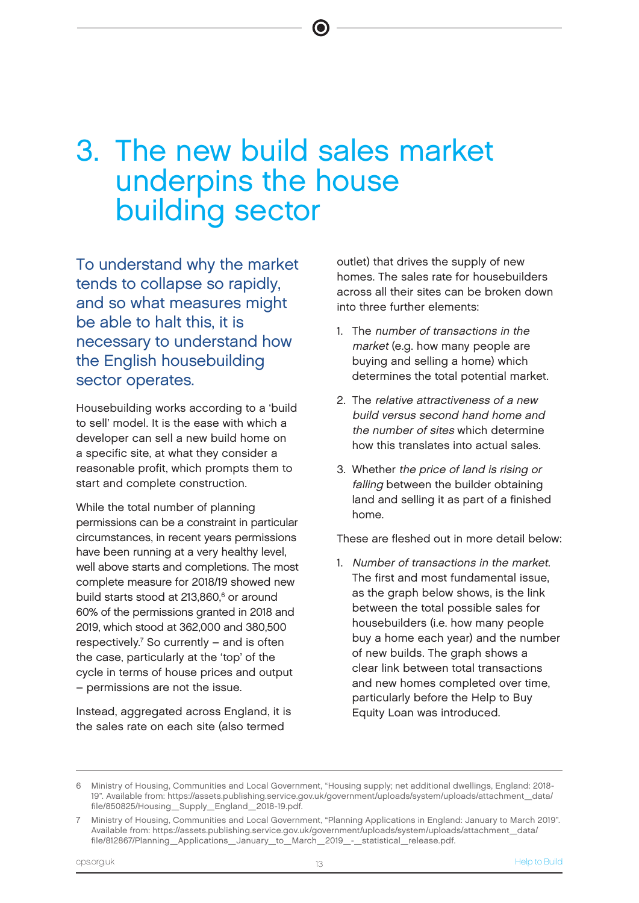# 3. The new build sales market underpins the house building sector

To understand why the market tends to collapse so rapidly, and so what measures might be able to halt this, it is necessary to understand how the English housebuilding sector operates.

Housebuilding works according to a 'build to sell' model. It is the ease with which a developer can sell a new build home on a specific site, at what they consider a reasonable profit, which prompts them to start and complete construction.

While the total number of planning permissions can be a constraint in particular circumstances, in recent years permissions have been running at a very healthy level, well above starts and completions. The most complete measure for 2018/19 showed new build starts stood at 213,860,[6] or around 60% of the permissions granted in 2018 and 2019, which stood at 362,000 and 380,500 respectively.[7] So currently – and is often the case, particularly at the 'top' of the cycle in terms of house prices and output – permissions are not the issue.

Instead, aggregated across England, it is the sales rate on each site (also termed outlet) that drives the supply of new homes. The sales rate for housebuilders across all their sites can be broken down into three further elements:

1. The *number of transactions in the market* (e.g. how many people are buying and selling a home) which determines the total potential market.
2. The *relative attractiveness of a new build versus second hand home and the number of sites* which determine how this translates into actual sales.
3. Whether *the price of land is rising or falling* between the builder obtaining land and selling it as part of a finished home.

These are fleshed out in more detail below:

1. *Number of transactions in the market.* The first and most fundamental issue, as the graph below shows, is the link between the total possible sales for housebuilders (i.e. how many people buy a home each year) and the number of new builds. The graph shows a clear link between total transactions and new homes completed over time, particularly before the Help to Buy Equity Loan was introduced.

---

6 Ministry of Housing, Communities and Local Government, "Housing supply; net additional dwellings, England: 2018-19". Available from: https://assets.publishing.service.gov.uk/government/uploads/system/uploads/attachment_data/file/850825/Housing_Supply_England_2018-19.pdf.

7 Ministry of Housing, Communities and Local Government, "Planning Applications in England: January to March 2019". Available from: https://assets.publishing.service.gov.uk/government/uploads/system/uploads/attachment_data/file/812867/Planning_Applications_January_to_March_2019_-_statistical_release.pdf.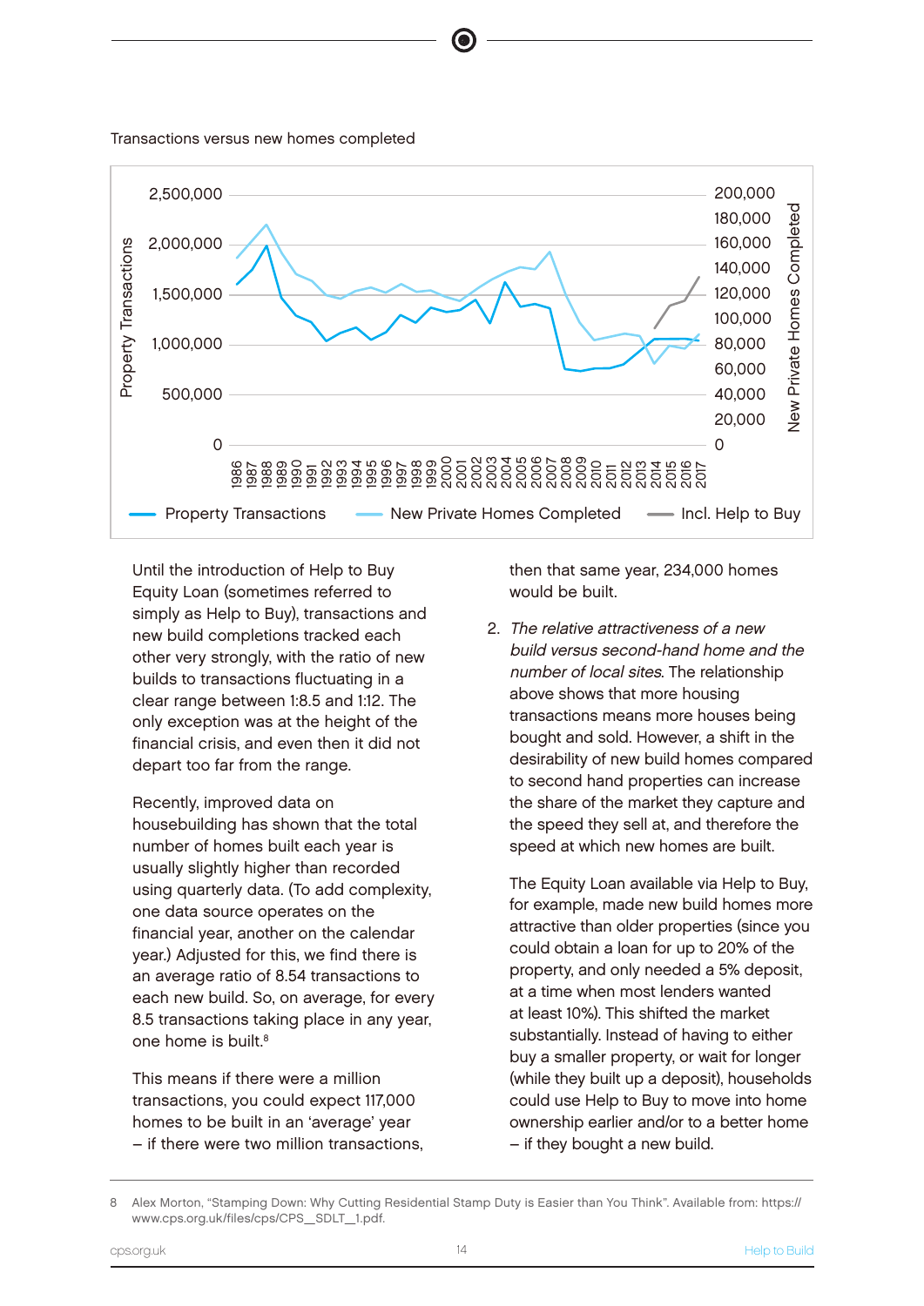Transactions versus new homes completed

Until the introduction of Help to Buy Equity Loan (sometimes referred to simply as Help to Buy), transactions and new build completions tracked each other very strongly, with the ratio of new builds to transactions fluctuating in a clear range between 1:8.5 and 1:12. The only exception was at the height of the financial crisis, and even then it did not depart too far from the range.

Recently, improved data on housebuilding has shown that the total number of homes built each year is usually slightly higher than recorded using quarterly data. (To add complexity, one data source operates on the financial year, another on the calendar year.) Adjusted for this, we find there is an average ratio of 8.54 transactions to each new build. So, on average, for every 8.5 transactions taking place in any year, one home is built.[8]

This means if there were a million transactions, you could expect 117,000 homes to be built in an 'average' year – if there were two million transactions, then that same year, 234,000 homes would be built.

2. *The relative attractiveness of a new build versus second-hand home and the number of local sites*. The relationship above shows that more housing transactions means more houses being bought and sold. However, a shift in the desirability of new build homes compared to second hand properties can increase the share of the market they capture and the speed they sell at, and therefore the speed at which new homes are built.

   The Equity Loan available via Help to Buy, for example, made new build homes more attractive than older properties (since you could obtain a loan for up to 20% of the property, and only needed a 5% deposit, at a time when most lenders wanted at least 10%). This shifted the market substantially. Instead of having to either buy a smaller property, or wait for longer (while they built up a deposit), households could use Help to Buy to move into home ownership earlier and/or to a better home – if they bought a new build.

8 Alex Morton, "Stamping Down: Why Cutting Residential Stamp Duty is Easier than You Think". Available from: https://www.cps.org.uk/files/cps/CPS__SDLT__1.pdf.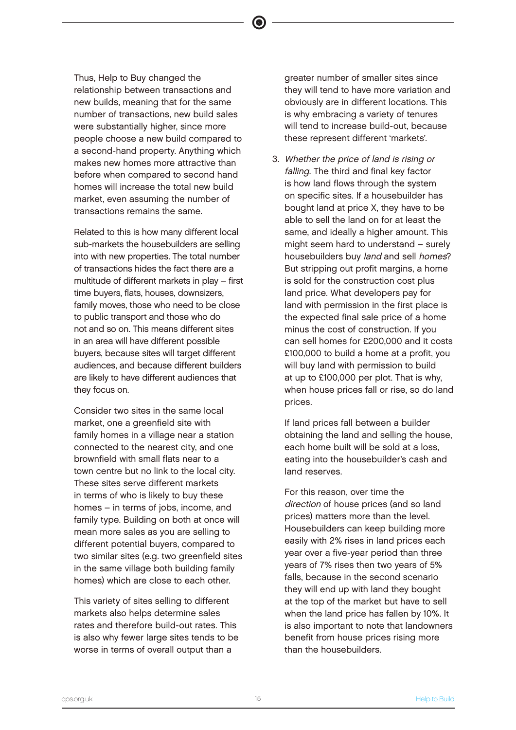Thus, Help to Buy changed the relationship between transactions and new builds, meaning that for the same number of transactions, new build sales were substantially higher, since more people choose a new build compared to a second-hand property. Anything which makes new homes more attractive than before when compared to second hand homes will increase the total new build market, even assuming the number of transactions remains the same.

Related to this is how many different local sub-markets the housebuilders are selling into with new properties. The total number of transactions hides the fact there are a multitude of different markets in play – first time buyers, flats, houses, downsizers, family moves, those who need to be close to public transport and those who do not and so on. This means different sites in an area will have different possible buyers, because sites will target different audiences, and because different builders are likely to have different audiences that they focus on.

Consider two sites in the same local market, one a greenfield site with family homes in a village near a station connected to the nearest city, and one brownfield with small flats near to a town centre but no link to the local city. These sites serve different markets in terms of who is likely to buy these homes – in terms of jobs, income, and family type. Building on both at once will mean more sales as you are selling to different potential buyers, compared to two similar sites (e.g. two greenfield sites in the same village both building family homes) which are close to each other.

This variety of sites selling to different markets also helps determine sales rates and therefore build-out rates. This is also why fewer large sites tends to be worse in terms of overall output than a greater number of smaller sites since they will tend to have more variation and obviously are in different locations. This is why embracing a variety of tenures will tend to increase build-out, because these represent different 'markets'.

3. *Whether the price of land is rising or falling*. The third and final key factor is how land flows through the system on specific sites. If a housebuilder has bought land at price X, they have to be able to sell the land on for at least the same, and ideally a higher amount. This might seem hard to understand – surely housebuilders buy *land* and sell *homes*? But stripping out profit margins, a home is sold for the construction cost plus land price. What developers pay for land with permission in the first place is the expected final sale price of a home minus the cost of construction. If you can sell homes for £200,000 and it costs £100,000 to build a home at a profit, you will buy land with permission to build at up to £100,000 per plot. That is why, when house prices fall or rise, so do land prices.

   If land prices fall between a builder obtaining the land and selling the house, each home built will be sold at a loss, eating into the housebuilder's cash and land reserves.

   For this reason, over time the *direction* of house prices (and so land prices) matters more than the level. Housebuilders can keep building more easily with 2% rises in land prices each year over a five-year period than three years of 7% rises then two years of 5% falls, because in the second scenario they will end up with land they bought at the top of the market but have to sell when the land price has fallen by 10%. It is also important to note that landowners benefit from house prices rising more than the housebuilders.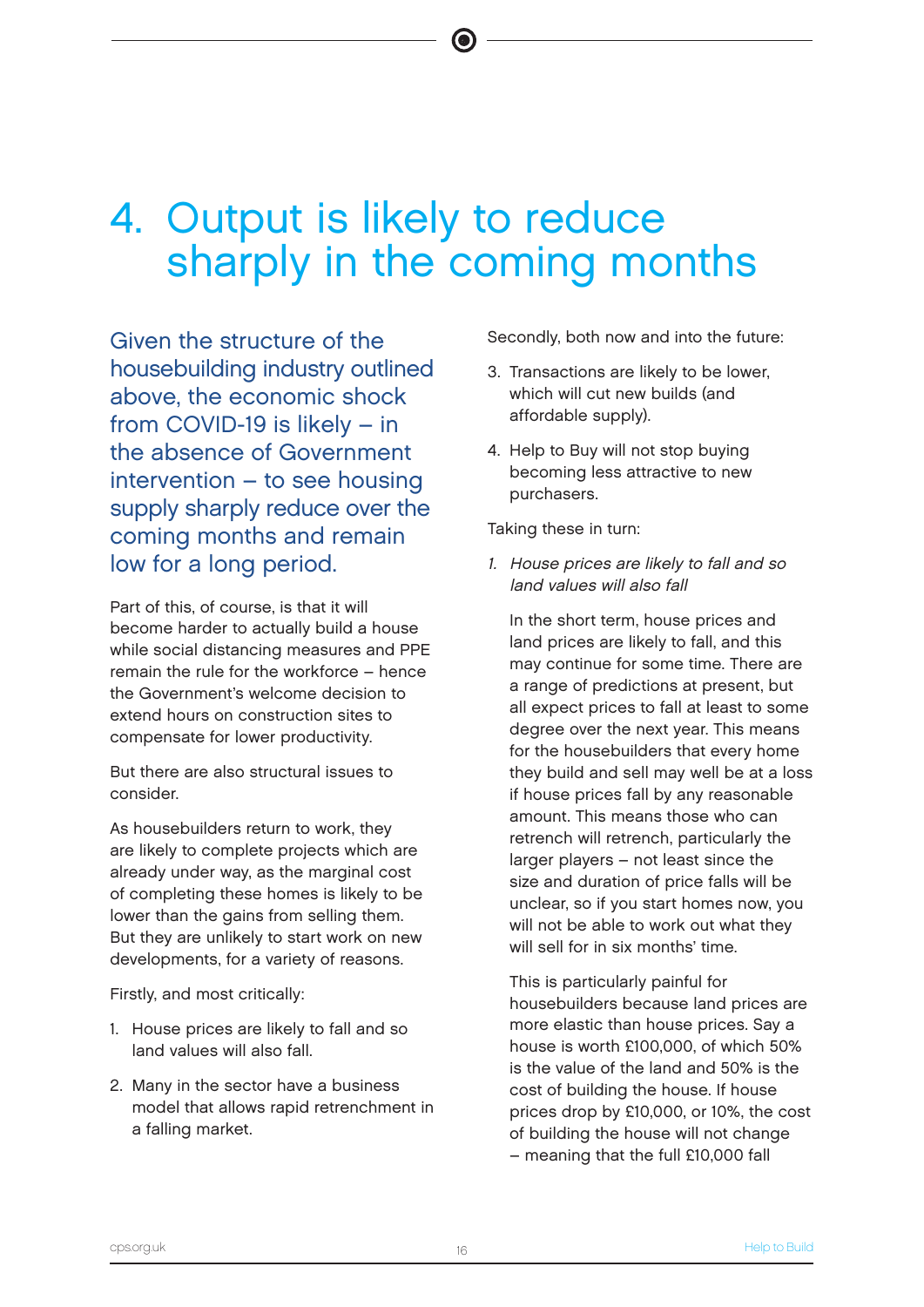# 4. Output is likely to reduce sharply in the coming months

Given the structure of the housebuilding industry outlined above, the economic shock from COVID-19 is likely – in the absence of Government intervention – to see housing supply sharply reduce over the coming months and remain low for a long period.

Part of this, of course, is that it will become harder to actually build a house while social distancing measures and PPE remain the rule for the workforce – hence the Government's welcome decision to extend hours on construction sites to compensate for lower productivity.

But there are also structural issues to consider.

As housebuilders return to work, they are likely to complete projects which are already under way, as the marginal cost of completing these homes is likely to be lower than the gains from selling them. But they are unlikely to start work on new developments, for a variety of reasons.

Firstly, and most critically:

1. House prices are likely to fall and so land values will also fall.
2. Many in the sector have a business model that allows rapid retrenchment in a falling market.

Secondly, both now and into the future:

3. Transactions are likely to be lower, which will cut new builds (and affordable supply).
4. Help to Buy will not stop buying becoming less attractive to new purchasers.

Taking these in turn:

1. *House prices are likely to fall and so land values will also fall*

   In the short term, house prices and land prices are likely to fall, and this may continue for some time. There are a range of predictions at present, but all expect prices to fall at least to some degree over the next year. This means for the housebuilders that every home they build and sell may well be at a loss if house prices fall by any reasonable amount. This means those who can retrench will retrench, particularly the larger players – not least since the size and duration of price falls will be unclear, so if you start homes now, you will not be able to work out what they will sell for in six months' time.

   This is particularly painful for housebuilders because land prices are more elastic than house prices. Say a house is worth £100,000, of which 50% is the value of the land and 50% is the cost of building the house. If house prices drop by £10,000, or 10%, the cost of building the house will not change – meaning that the full £10,000 fall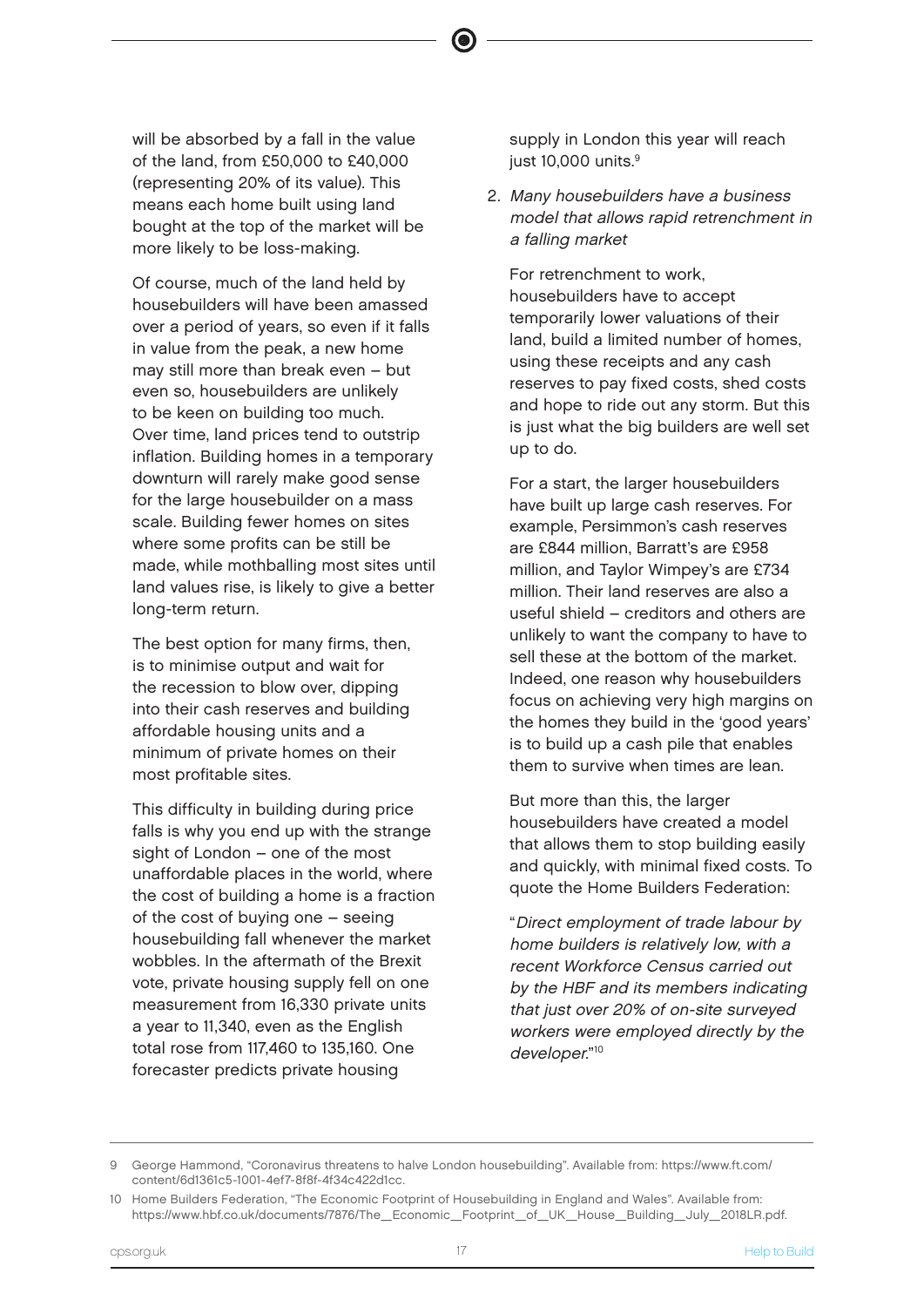will be absorbed by a fall in the value of the land, from £50,000 to £40,000 (representing 20% of its value). This means each home built using land bought at the top of the market will be more likely to be loss-making.

Of course, much of the land held by housebuilders will have been amassed over a period of years, so even if it falls in value from the peak, a new home may still more than break even – but even so, housebuilders are unlikely to be keen on building too much. Over time, land prices tend to outstrip inflation. Building homes in a temporary downturn will rarely make good sense for the large housebuilder on a mass scale. Building fewer homes on sites where some profits can be still be made, while mothballing most sites until land values rise, is likely to give a better long-term return.

The best option for many firms, then, is to minimise output and wait for the recession to blow over, dipping into their cash reserves and building affordable housing units and a minimum of private homes on their most profitable sites.

This difficulty in building during price falls is why you end up with the strange sight of London – one of the most unaffordable places in the world, where the cost of building a home is a fraction of the cost of buying one – seeing housebuilding fall whenever the market wobbles. In the aftermath of the Brexit vote, private housing supply fell on one measurement from 16,330 private units a year to 11,340, even as the English total rose from 117,460 to 135,160. One forecaster predicts private housing supply in London this year will reach just 10,000 units.[9]

2. *Many housebuilders have a business model that allows rapid retrenchment in a falling market*

For retrenchment to work, housebuilders have to accept temporarily lower valuations of their land, build a limited number of homes, using these receipts and any cash reserves to pay fixed costs, shed costs and hope to ride out any storm. But this is just what the big builders are well set up to do.

For a start, the larger housebuilders have built up large cash reserves. For example, Persimmon's cash reserves are £844 million, Barratt's are £958 million, and Taylor Wimpey's are £734 million. Their land reserves are also a useful shield – creditors and others are unlikely to want the company to have to sell these at the bottom of the market. Indeed, one reason why housebuilders focus on achieving very high margins on the homes they build in the 'good years' is to build up a cash pile that enables them to survive when times are lean.

But more than this, the larger housebuilders have created a model that allows them to stop building easily and quickly, with minimal fixed costs. To quote the Home Builders Federation:

"*Direct employment of trade labour by home builders is relatively low, with a recent Workforce Census carried out by the HBF and its members indicating that just over 20% of on-site surveyed workers were employed directly by the developer.*"[10]

---

9 George Hammond, "Coronavirus threatens to halve London housebuilding". Available from: https://www.ft.com/content/6d1361c5-1001-4ef7-8f8f-4f34c422d1cc.

10 Home Builders Federation, "The Economic Footprint of Housebuilding in England and Wales". Available from: https://www.hbf.co.uk/documents/7876/The__Economic__Footprint__of__UK__House__Building__July__2018LR.pdf.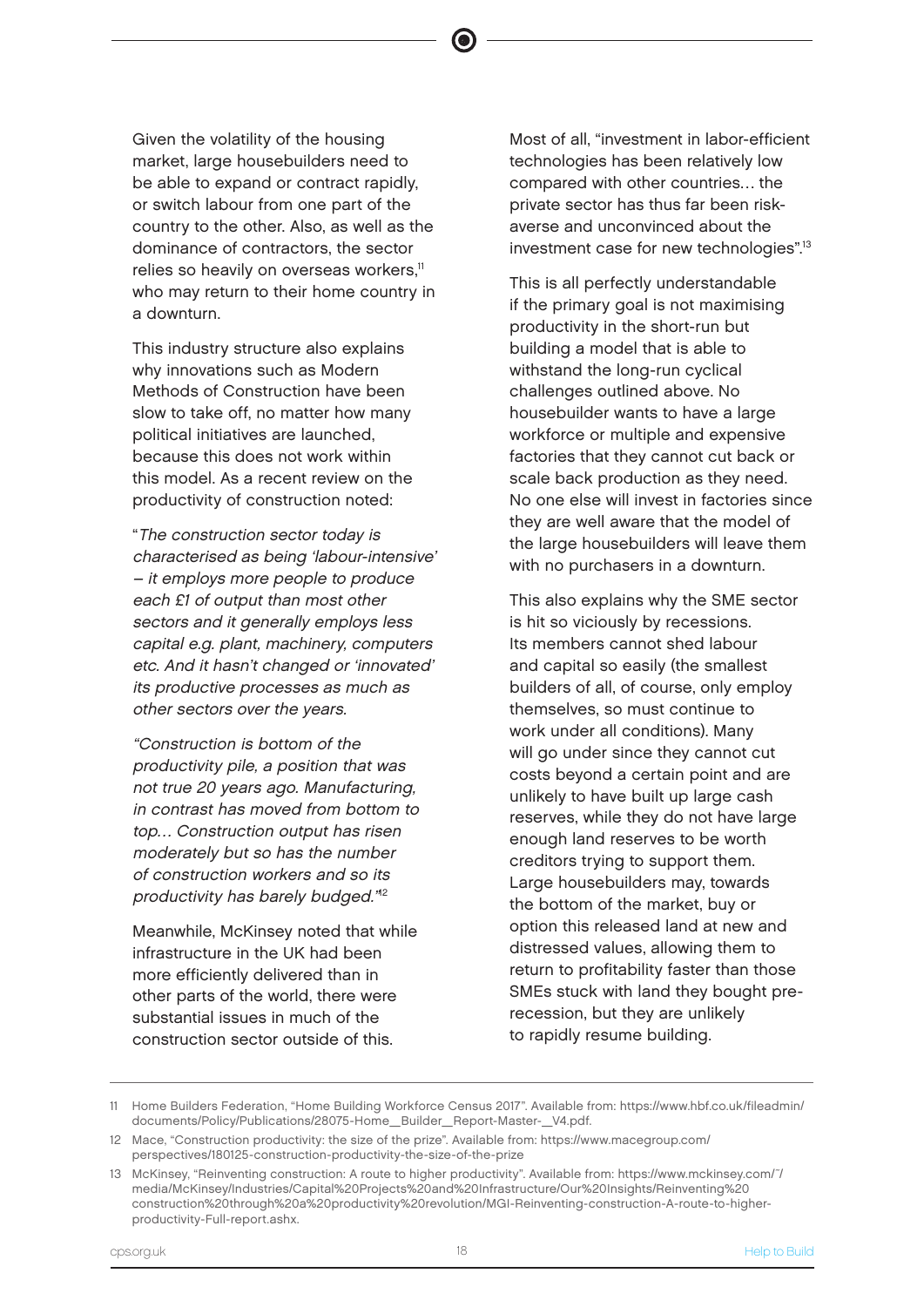Given the volatility of the housing market, large housebuilders need to be able to expand or contract rapidly, or switch labour from one part of the country to the other. Also, as well as the dominance of contractors, the sector relies so heavily on overseas workers,[11] who may return to their home country in a downturn.

This industry structure also explains why innovations such as Modern Methods of Construction have been slow to take off, no matter how many political initiatives are launched, because this does not work within this model. As a recent review on the productivity of construction noted:

"*The construction sector today is characterised as being 'labour-intensive' – it employs more people to produce each £1 of output than most other sectors and it generally employs less capital e.g. plant, machinery, computers etc. And it hasn't changed or 'innovated' its productive processes as much as other sectors over the years.*

*"Construction is bottom of the productivity pile, a position that was not true 20 years ago. Manufacturing, in contrast has moved from bottom to top… Construction output has risen moderately but so has the number of construction workers and so its productivity has barely budged."*[12]

Meanwhile, McKinsey noted that while infrastructure in the UK had been more efficiently delivered than in other parts of the world, there were substantial issues in much of the construction sector outside of this.

Most of all, "investment in labor-efficient technologies has been relatively low compared with other countries… the private sector has thus far been risk-averse and unconvinced about the investment case for new technologies".[13]

This is all perfectly understandable if the primary goal is not maximising productivity in the short-run but building a model that is able to withstand the long-run cyclical challenges outlined above. No housebuilder wants to have a large workforce or multiple and expensive factories that they cannot cut back or scale back production as they need. No one else will invest in factories since they are well aware that the model of the large housebuilders will leave them with no purchasers in a downturn.

This also explains why the SME sector is hit so viciously by recessions. Its members cannot shed labour and capital so easily (the smallest builders of all, of course, only employ themselves, so must continue to work under all conditions). Many will go under since they cannot cut costs beyond a certain point and are unlikely to have built up large cash reserves, while they do not have large enough land reserves to be worth creditors trying to support them. Large housebuilders may, towards the bottom of the market, buy or option this released land at new and distressed values, allowing them to return to profitability faster than those SMEs stuck with land they bought pre-recession, but they are unlikely to rapidly resume building.

---

11 Home Builders Federation, "Home Building Workforce Census 2017". Available from: https://www.hbf.co.uk/fileadmin/documents/Policy/Publications/28075-Home__Builder__Report-Master-__V4.pdf.

12 Mace, "Construction productivity: the size of the prize". Available from: https://www.macegroup.com/perspectives/180125-construction-productivity-the-size-of-the-prize

13 McKinsey, "Reinventing construction: A route to higher productivity". Available from: https://www.mckinsey.com/~/media/McKinsey/Industries/Capital%20Projects%20and%20Infrastructure/Our%20Insights/Reinventing%20construction%20through%20a%20productivity%20revolution/MGI-Reinventing-construction-A-route-to-higher-productivity-Full-report.ashx.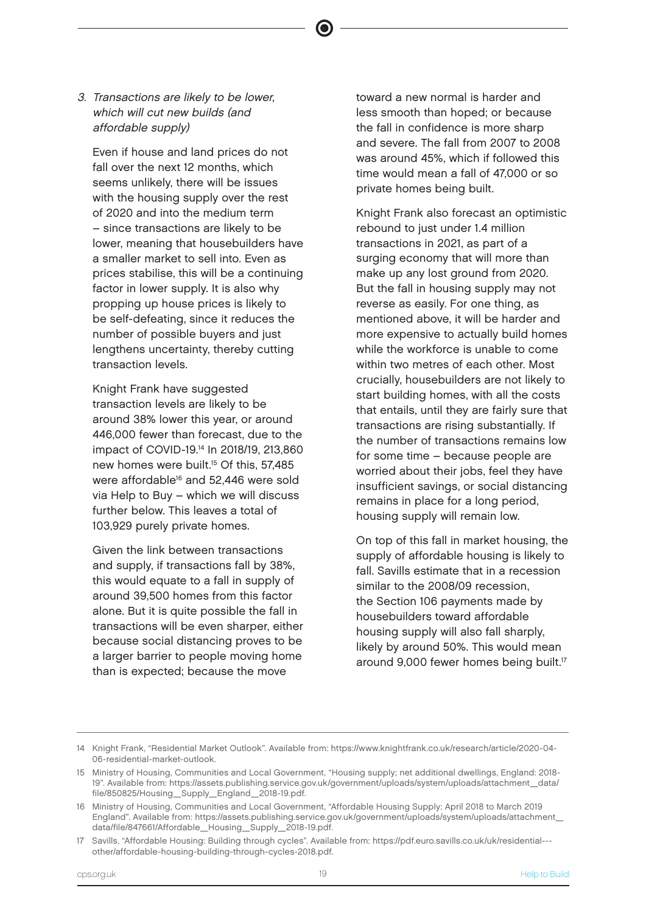3. *Transactions are likely to be lower, which will cut new builds (and affordable supply)*

   Even if house and land prices do not fall over the next 12 months, which seems unlikely, there will be issues with the housing supply over the rest of 2020 and into the medium term – since transactions are likely to be lower, meaning that housebuilders have a smaller market to sell into. Even as prices stabilise, this will be a continuing factor in lower supply. It is also why propping up house prices is likely to be self-defeating, since it reduces the number of possible buyers and just lengthens uncertainty, thereby cutting transaction levels.

   Knight Frank have suggested transaction levels are likely to be around 38% lower this year, or around 446,000 fewer than forecast, due to the impact of COVID-19.[14] In 2018/19, 213,860 new homes were built.[15] Of this, 57,485 were affordable[16] and 52,446 were sold via Help to Buy – which we will discuss further below. This leaves a total of 103,929 purely private homes.

   Given the link between transactions and supply, if transactions fall by 38%, this would equate to a fall in supply of around 39,500 homes from this factor alone. But it is quite possible the fall in transactions will be even sharper, either because social distancing proves to be a larger barrier to people moving home than is expected; because the move toward a new normal is harder and less smooth than hoped; or because the fall in confidence is more sharp and severe. The fall from 2007 to 2008 was around 45%, which if followed this time would mean a fall of 47,000 or so private homes being built.

   Knight Frank also forecast an optimistic rebound to just under 1.4 million transactions in 2021, as part of a surging economy that will more than make up any lost ground from 2020. But the fall in housing supply may not reverse as easily. For one thing, as mentioned above, it will be harder and more expensive to actually build homes while the workforce is unable to come within two metres of each other. Most crucially, housebuilders are not likely to start building homes, with all the costs that entails, until they are fairly sure that transactions are rising substantially. If the number of transactions remains low for some time – because people are worried about their jobs, feel they have insufficient savings, or social distancing remains in place for a long period, housing supply will remain low.

   On top of this fall in market housing, the supply of affordable housing is likely to fall. Savills estimate that in a recession similar to the 2008/09 recession, the Section 106 payments made by housebuilders toward affordable housing supply will also fall sharply, likely by around 50%. This would mean around 9,000 fewer homes being built.[17]

---

14 Knight Frank, "Residential Market Outlook". Available from: https://www.knightfrank.co.uk/research/article/2020-04-06-residential-market-outlook.

15 Ministry of Housing, Communities and Local Government, "Housing supply; net additional dwellings, England: 2018-19". Available from: https://assets.publishing.service.gov.uk/government/uploads/system/uploads/attachment_data/file/850825/Housing_Supply_England_2018-19.pdf.

16 Ministry of Housing, Communities and Local Government, "Affordable Housing Supply: April 2018 to March 2019 England". Available from: https://assets.publishing.service.gov.uk/government/uploads/system/uploads/attachment_data/file/847661/Affordable_Housing_Supply_2018-19.pdf.

17 Savills, "Affordable Housing: Building through cycles". Available from: https://pdf.euro.savills.co.uk/uk/residential---other/affordable-housing-building-through-cycles-2018.pdf.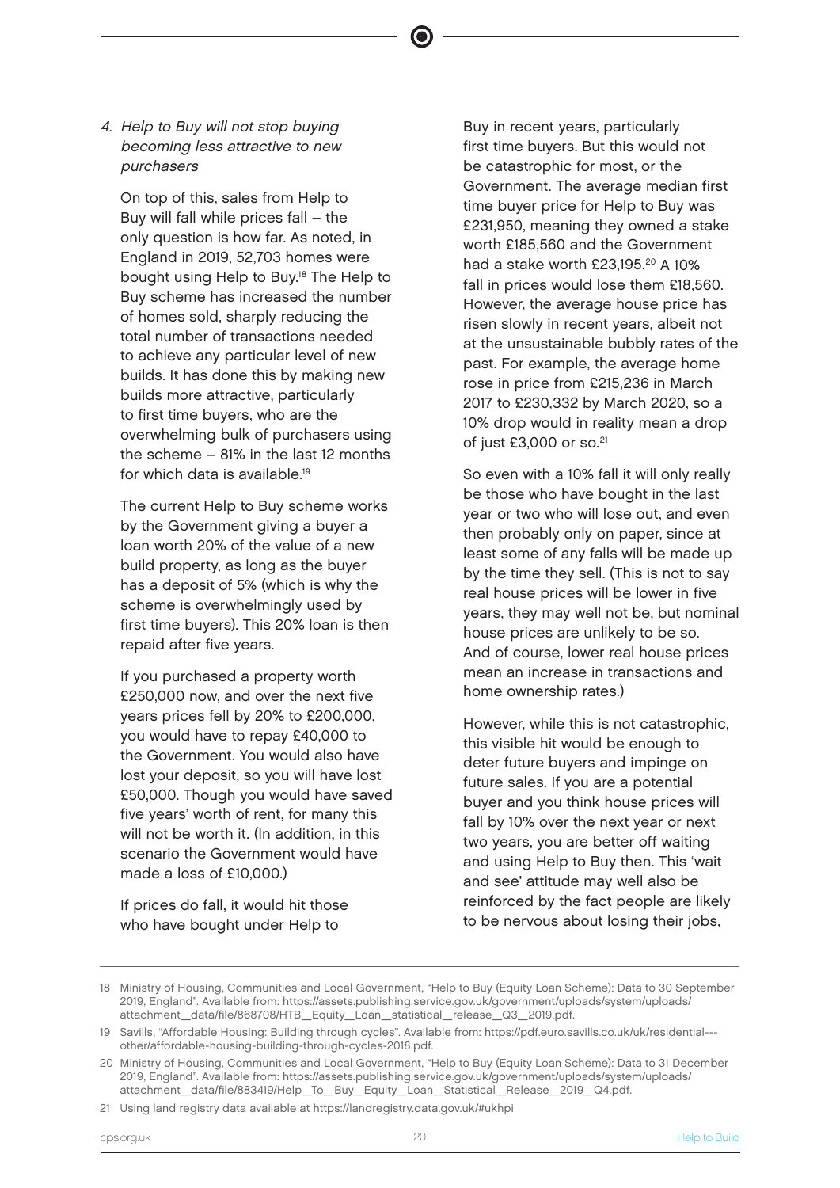4. *Help to Buy will not stop buying becoming less attractive to new purchasers*

   On top of this, sales from Help to Buy will fall while prices fall – the only question is how far. As noted, in England in 2019, 52,703 homes were bought using Help to Buy.[18] The Help to Buy scheme has increased the number of homes sold, sharply reducing the total number of transactions needed to achieve any particular level of new builds. It has done this by making new builds more attractive, particularly to first time buyers, who are the overwhelming bulk of purchasers using the scheme – 81% in the last 12 months for which data is available.[19]

   The current Help to Buy scheme works by the Government giving a buyer a loan worth 20% of the value of a new build property, as long as the buyer has a deposit of 5% (which is why the scheme is overwhelmingly used by first time buyers). This 20% loan is then repaid after five years.

   If you purchased a property worth £250,000 now, and over the next five years prices fell by 20% to £200,000, you would have to repay £40,000 to the Government. You would also have lost your deposit, so you will have lost £50,000. Though you would have saved five years' worth of rent, for many this will not be worth it. (In addition, in this scenario the Government would have made a loss of £10,000.)

   If prices do fall, it would hit those who have bought under Help to Buy in recent years, particularly first time buyers. But this would not be catastrophic for most, or the Government. The average median first time buyer price for Help to Buy was £231,950, meaning they owned a stake worth £185,560 and the Government had a stake worth £23,195.[20] A 10% fall in prices would lose them £18,560. However, the average house price has risen slowly in recent years, albeit not at the unsustainable bubbly rates of the past. For example, the average home rose in price from £215,236 in March 2017 to £230,332 by March 2020, so a 10% drop would in reality mean a drop of just £3,000 or so.[21]

   So even with a 10% fall it will only really be those who have bought in the last year or two who will lose out, and even then probably only on paper, since at least some of any falls will be made up by the time they sell. (This is not to say real house prices will be lower in five years, they may well not be, but nominal house prices are unlikely to be so. And of course, lower real house prices mean an increase in transactions and home ownership rates.)

   However, while this is not catastrophic, this visible hit would be enough to deter future buyers and impinge on future sales. If you are a potential buyer and you think house prices will fall by 10% over the next year or next two years, you are better off waiting and using Help to Buy then. This 'wait and see' attitude may well also be reinforced by the fact people are likely to be nervous about losing their jobs,

---

18 Ministry of Housing, Communities and Local Government, "Help to Buy (Equity Loan Scheme): Data to 30 September 2019, England". Available from: https://assets.publishing.service.gov.uk/government/uploads/system/uploads/attachment_data/file/868708/HTB_Equity_Loan_statistical_release_Q3_2019.pdf.

19 Savills, "Affordable Housing: Building through cycles". Available from: https://pdf.euro.savills.co.uk/uk/residential---other/affordable-housing-building-through-cycles-2018.pdf.

20 Ministry of Housing, Communities and Local Government, "Help to Buy (Equity Loan Scheme): Data to 31 December 2019, England". Available from: https://assets.publishing.service.gov.uk/government/uploads/system/uploads/attachment_data/file/883419/Help_To_Buy_Equity_Loan_Statistical_Release_2019_Q4.pdf.

21 Using land registry data available at https://landregistry.data.gov.uk/#ukhpi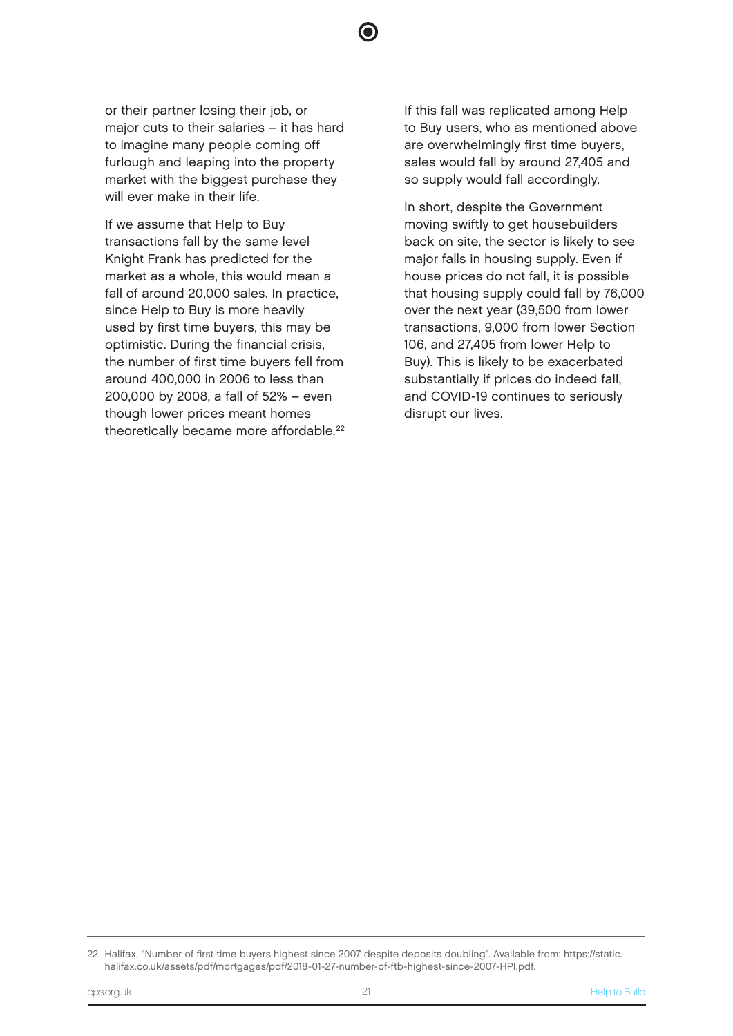or their partner losing their job, or major cuts to their salaries – it has hard to imagine many people coming off furlough and leaping into the property market with the biggest purchase they will ever make in their life.

If we assume that Help to Buy transactions fall by the same level Knight Frank has predicted for the market as a whole, this would mean a fall of around 20,000 sales. In practice, since Help to Buy is more heavily used by first time buyers, this may be optimistic. During the financial crisis, the number of first time buyers fell from around 400,000 in 2006 to less than 200,000 by 2008, a fall of 52% – even though lower prices meant homes theoretically became more affordable.[22]

If this fall was replicated among Help to Buy users, who as mentioned above are overwhelmingly first time buyers, sales would fall by around 27,405 and so supply would fall accordingly.

In short, despite the Government moving swiftly to get housebuilders back on site, the sector is likely to see major falls in housing supply. Even if house prices do not fall, it is possible that housing supply could fall by 76,000 over the next year (39,500 from lower transactions, 9,000 from lower Section 106, and 27,405 from lower Help to Buy). This is likely to be exacerbated substantially if prices do indeed fall, and COVID-19 continues to seriously disrupt our lives.

---

22 Halifax, "Number of first time buyers highest since 2007 despite deposits doubling". Available from: https://static.halifax.co.uk/assets/pdf/mortgages/pdf/2018-01-27-number-of-ftb-highest-since-2007-HPI.pdf.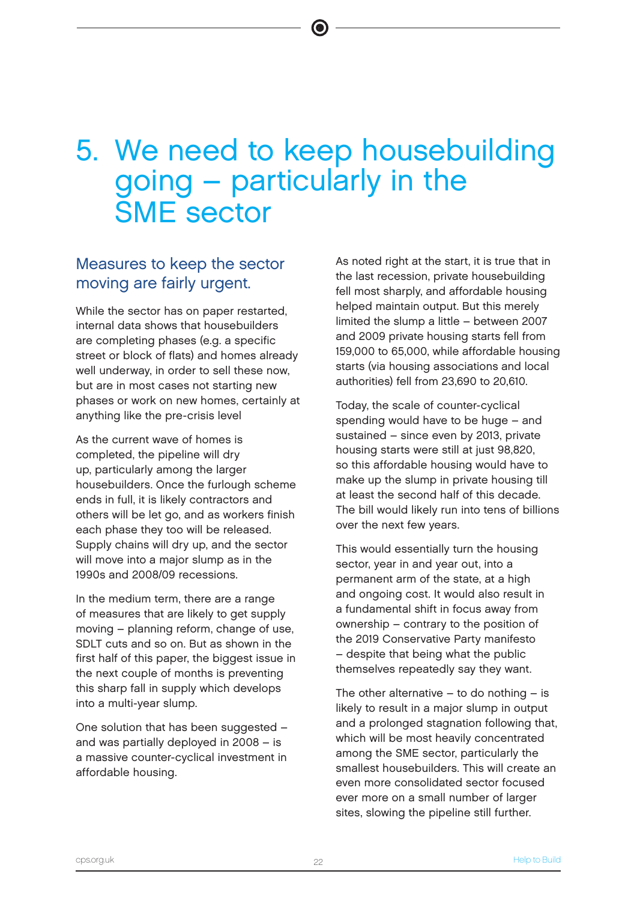# 5. We need to keep housebuilding going – particularly in the SME sector

## Measures to keep the sector moving are fairly urgent.

While the sector has on paper restarted, internal data shows that housebuilders are completing phases (e.g. a specific street or block of flats) and homes already well underway, in order to sell these now, but are in most cases not starting new phases or work on new homes, certainly at anything like the pre-crisis level

As the current wave of homes is completed, the pipeline will dry up, particularly among the larger housebuilders. Once the furlough scheme ends in full, it is likely contractors and others will be let go, and as workers finish each phase they too will be released. Supply chains will dry up, and the sector will move into a major slump as in the 1990s and 2008/09 recessions.

In the medium term, there are a range of measures that are likely to get supply moving – planning reform, change of use, SDLT cuts and so on. But as shown in the first half of this paper, the biggest issue in the next couple of months is preventing this sharp fall in supply which develops into a multi-year slump.

One solution that has been suggested – and was partially deployed in 2008 – is a massive counter-cyclical investment in affordable housing.

As noted right at the start, it is true that in the last recession, private housebuilding fell most sharply, and affordable housing helped maintain output. But this merely limited the slump a little – between 2007 and 2009 private housing starts fell from 159,000 to 65,000, while affordable housing starts (via housing associations and local authorities) fell from 23,690 to 20,610.

Today, the scale of counter-cyclical spending would have to be huge – and sustained – since even by 2013, private housing starts were still at just 98,820, so this affordable housing would have to make up the slump in private housing till at least the second half of this decade. The bill would likely run into tens of billions over the next few years.

This would essentially turn the housing sector, year in and year out, into a permanent arm of the state, at a high and ongoing cost. It would also result in a fundamental shift in focus away from ownership – contrary to the position of the 2019 Conservative Party manifesto – despite that being what the public themselves repeatedly say they want.

The other alternative – to do nothing – is likely to result in a major slump in output and a prolonged stagnation following that, which will be most heavily concentrated among the SME sector, particularly the smallest housebuilders. This will create an even more consolidated sector focused ever more on a small number of larger sites, slowing the pipeline still further.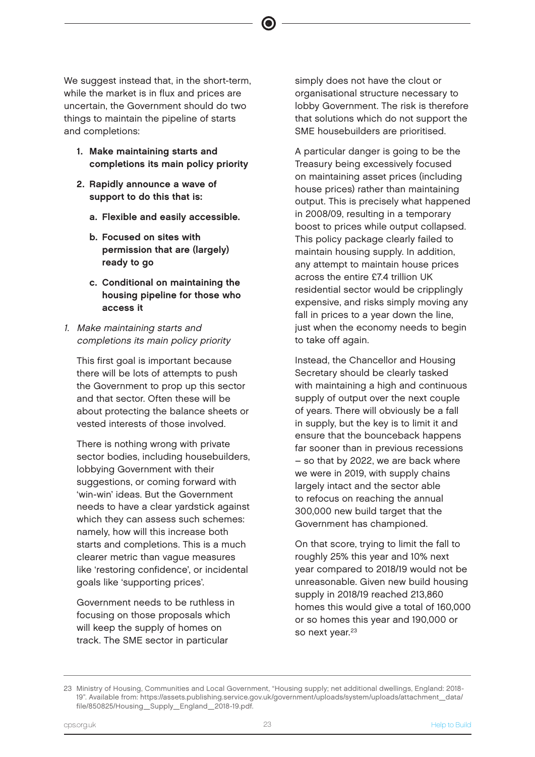We suggest instead that, in the short-term, while the market is in flux and prices are uncertain, the Government should do two things to maintain the pipeline of starts and completions:

1. **Make maintaining starts and completions its main policy priority**
2. **Rapidly announce a wave of support to do this that is:**
    a. **Flexible and easily accessible.**
    b. **Focused on sites with permission that are (largely) ready to go**
    c. **Conditional on maintaining the housing pipeline for those who access it**

1. *Make maintaining starts and completions its main policy priority*

This first goal is important because there will be lots of attempts to push the Government to prop up this sector and that sector. Often these will be about protecting the balance sheets or vested interests of those involved.

There is nothing wrong with private sector bodies, including housebuilders, lobbying Government with their suggestions, or coming forward with 'win-win' ideas. But the Government needs to have a clear yardstick against which they can assess such schemes: namely, how will this increase both starts and completions. This is a much clearer metric than vague measures like 'restoring confidence', or incidental goals like 'supporting prices'.

Government needs to be ruthless in focusing on those proposals which will keep the supply of homes on track. The SME sector in particular simply does not have the clout or organisational structure necessary to lobby Government. The risk is therefore that solutions which do not support the SME housebuilders are prioritised.

A particular danger is going to be the Treasury being excessively focused on maintaining asset prices (including house prices) rather than maintaining output. This is precisely what happened in 2008/09, resulting in a temporary boost to prices while output collapsed. This policy package clearly failed to maintain housing supply. In addition, any attempt to maintain house prices across the entire £7.4 trillion UK residential sector would be cripplingly expensive, and risks simply moving any fall in prices to a year down the line, just when the economy needs to begin to take off again.

Instead, the Chancellor and Housing Secretary should be clearly tasked with maintaining a high and continuous supply of output over the next couple of years. There will obviously be a fall in supply, but the key is to limit it and ensure that the bounceback happens far sooner than in previous recessions – so that by 2022, we are back where we were in 2019, with supply chains largely intact and the sector able to refocus on reaching the annual 300,000 new build target that the Government has championed.

On that score, trying to limit the fall to roughly 25% this year and 10% next year compared to 2018/19 would not be unreasonable. Given new build housing supply in 2018/19 reached 213,860 homes this would give a total of 160,000 or so homes this year and 190,000 or so next year.[23]

---

23 Ministry of Housing, Communities and Local Government, "Housing supply; net additional dwellings, England: 2018-19". Available from: https://assets.publishing.service.gov.uk/government/uploads/system/uploads/attachment_data/file/850825/Housing_Supply_England_2018-19.pdf.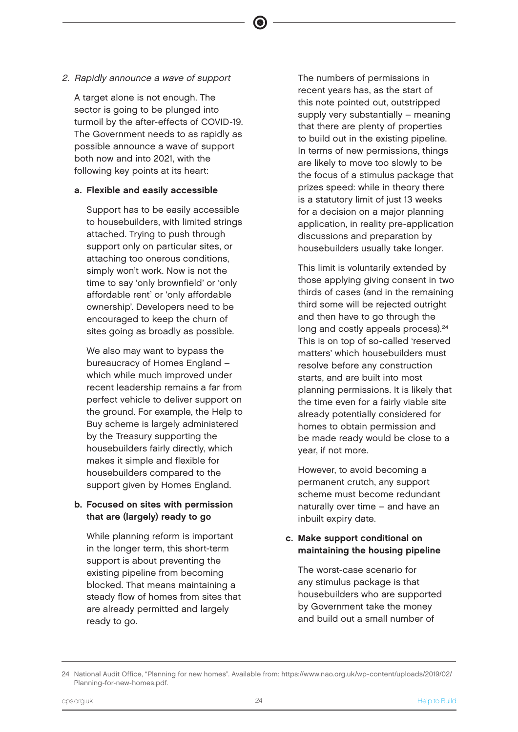2. *Rapidly announce a wave of support*

A target alone is not enough. The sector is going to be plunged into turmoil by the after-effects of COVID-19. The Government needs to as rapidly as possible announce a wave of support both now and into 2021, with the following key points at its heart:

**a. Flexible and easily accessible**

Support has to be easily accessible to housebuilders, with limited strings attached. Trying to push through support only on particular sites, or attaching too onerous conditions, simply won't work. Now is not the time to say 'only brownfield' or 'only affordable rent' or 'only affordable ownership'. Developers need to be encouraged to keep the churn of sites going as broadly as possible.

We also may want to bypass the bureaucracy of Homes England – which while much improved under recent leadership remains a far from perfect vehicle to deliver support on the ground. For example, the Help to Buy scheme is largely administered by the Treasury supporting the housebuilders fairly directly, which makes it simple and flexible for housebuilders compared to the support given by Homes England.

**b. Focused on sites with permission that are (largely) ready to go**

While planning reform is important in the longer term, this short-term support is about preventing the existing pipeline from becoming blocked. That means maintaining a steady flow of homes from sites that are already permitted and largely ready to go.

The numbers of permissions in recent years has, as the start of this note pointed out, outstripped supply very substantially – meaning that there are plenty of properties to build out in the existing pipeline. In terms of new permissions, things are likely to move too slowly to be the focus of a stimulus package that prizes speed: while in theory there is a statutory limit of just 13 weeks for a decision on a major planning application, in reality pre-application discussions and preparation by housebuilders usually take longer.

This limit is voluntarily extended by those applying giving consent in two thirds of cases (and in the remaining third some will be rejected outright and then have to go through the long and costly appeals process).[24] This is on top of so-called 'reserved matters' which housebuilders must resolve before any construction starts, and are built into most planning permissions. It is likely that the time even for a fairly viable site already potentially considered for homes to obtain permission and be made ready would be close to a year, if not more.

However, to avoid becoming a permanent crutch, any support scheme must become redundant naturally over time – and have an inbuilt expiry date.

**c. Make support conditional on maintaining the housing pipeline**

The worst-case scenario for any stimulus package is that housebuilders who are supported by Government take the money and build out a small number of

24 National Audit Office, "Planning for new homes". Available from: https://www.nao.org.uk/wp-content/uploads/2019/02/Planning-for-new-homes.pdf.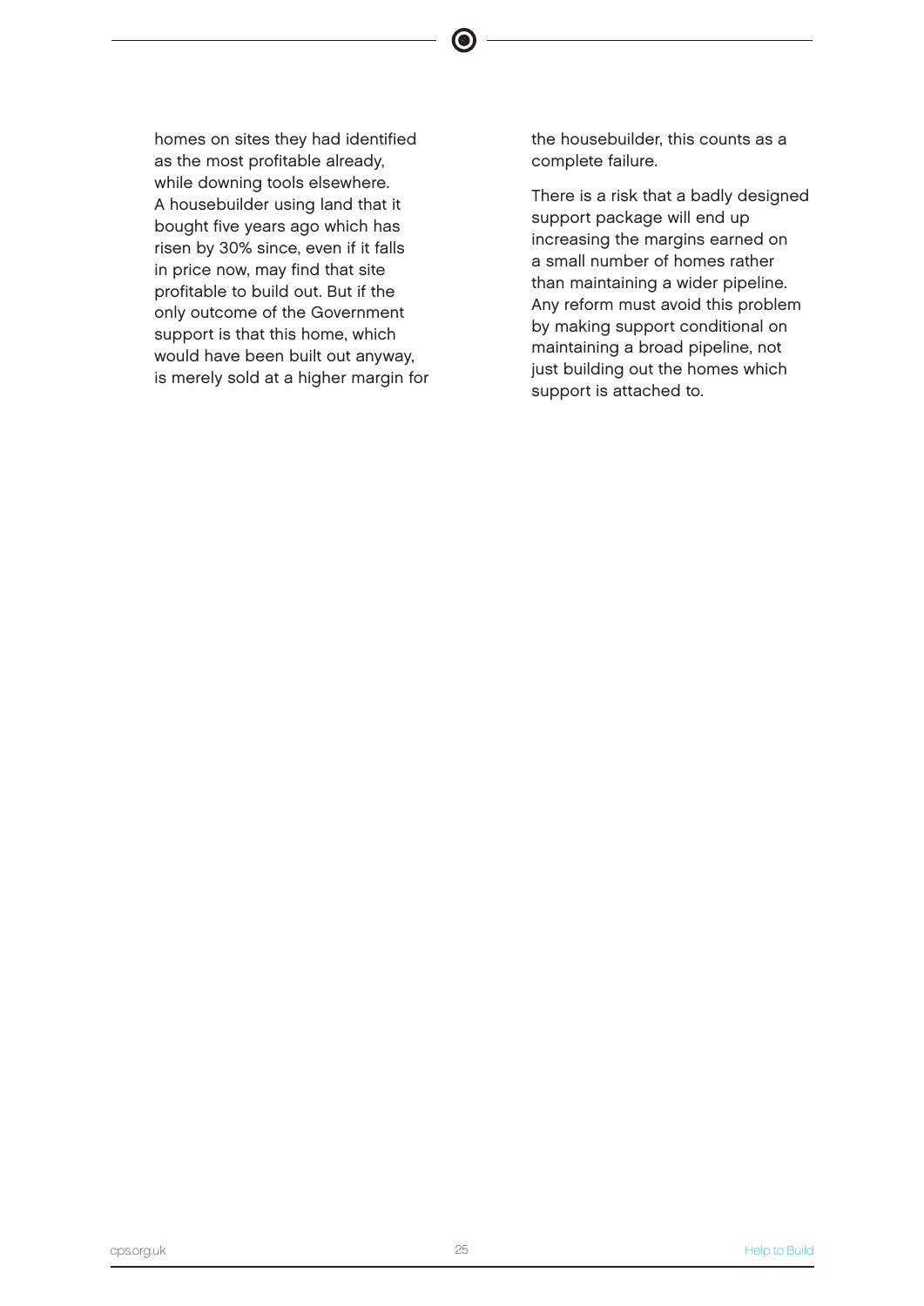homes on sites they had identified as the most profitable already, while downing tools elsewhere. A housebuilder using land that it bought five years ago which has risen by 30% since, even if it falls in price now, may find that site profitable to build out. But if the only outcome of the Government support is that this home, which would have been built out anyway, is merely sold at a higher margin for the housebuilder, this counts as a complete failure.

There is a risk that a badly designed support package will end up increasing the margins earned on a small number of homes rather than maintaining a wider pipeline. Any reform must avoid this problem by making support conditional on maintaining a broad pipeline, not just building out the homes which support is attached to.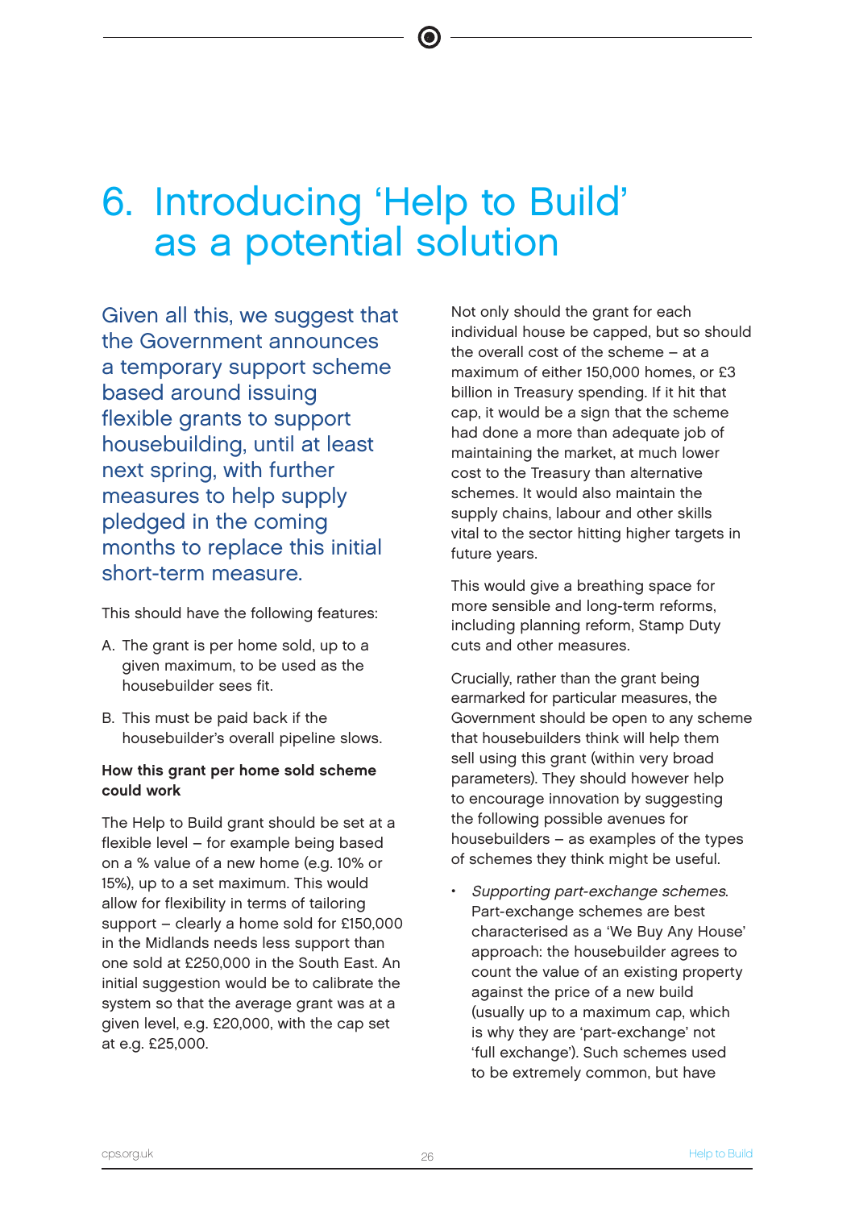# 6. Introducing 'Help to Build' as a potential solution

Given all this, we suggest that the Government announces a temporary support scheme based around issuing flexible grants to support housebuilding, until at least next spring, with further measures to help supply pledged in the coming months to replace this initial short-term measure.

This should have the following features:

A. The grant is per home sold, up to a given maximum, to be used as the housebuilder sees fit.

B. This must be paid back if the housebuilder's overall pipeline slows.

**How this grant per home sold scheme could work**

The Help to Build grant should be set at a flexible level – for example being based on a % value of a new home (e.g. 10% or 15%), up to a set maximum. This would allow for flexibility in terms of tailoring support – clearly a home sold for £150,000 in the Midlands needs less support than one sold at £250,000 in the South East. An initial suggestion would be to calibrate the system so that the average grant was at a given level, e.g. £20,000, with the cap set at e.g. £25,000.

Not only should the grant for each individual house be capped, but so should the overall cost of the scheme – at a maximum of either 150,000 homes, or £3 billion in Treasury spending. If it hit that cap, it would be a sign that the scheme had done a more than adequate job of maintaining the market, at much lower cost to the Treasury than alternative schemes. It would also maintain the supply chains, labour and other skills vital to the sector hitting higher targets in future years.

This would give a breathing space for more sensible and long-term reforms, including planning reform, Stamp Duty cuts and other measures.

Crucially, rather than the grant being earmarked for particular measures, the Government should be open to any scheme that housebuilders think will help them sell using this grant (within very broad parameters). They should however help to encourage innovation by suggesting the following possible avenues for housebuilders – as examples of the types of schemes they think might be useful.

- *Supporting part-exchange schemes*. Part-exchange schemes are best characterised as a 'We Buy Any House' approach: the housebuilder agrees to count the value of an existing property against the price of a new build (usually up to a maximum cap, which is why they are 'part-exchange' not 'full exchange'). Such schemes used to be extremely common, but have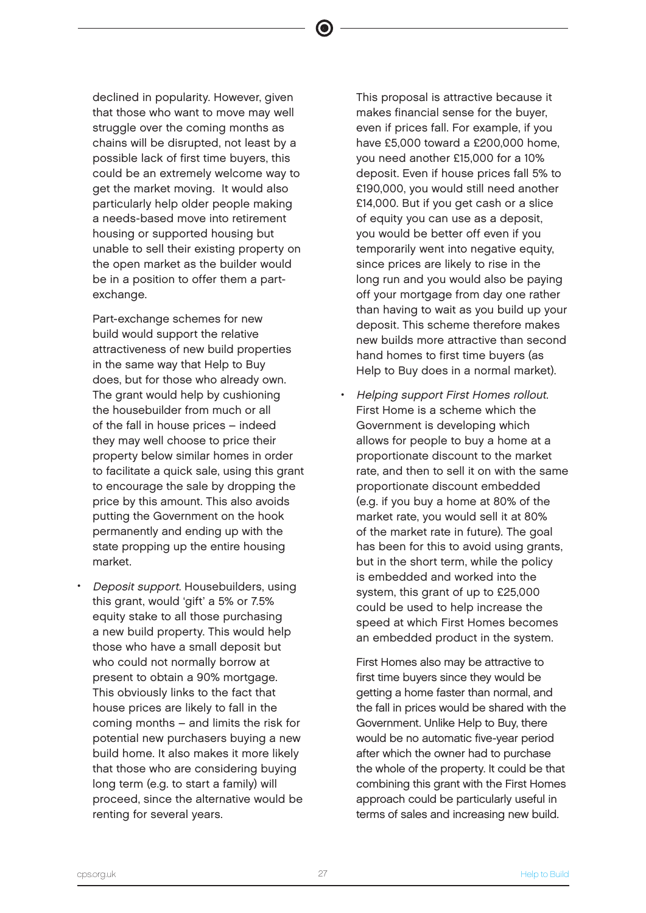declined in popularity. However, given that those who want to move may well struggle over the coming months as chains will be disrupted, not least by a possible lack of first time buyers, this could be an extremely welcome way to get the market moving. It would also particularly help older people making a needs-based move into retirement housing or supported housing but unable to sell their existing property on the open market as the builder would be in a position to offer them a part-exchange.

Part-exchange schemes for new build would support the relative attractiveness of new build properties in the same way that Help to Buy does, but for those who already own. The grant would help by cushioning the housebuilder from much or all of the fall in house prices – indeed they may well choose to price their property below similar homes in order to facilitate a quick sale, using this grant to encourage the sale by dropping the price by this amount. This also avoids putting the Government on the hook permanently and ending up with the state propping up the entire housing market.

- *Deposit support*. Housebuilders, using this grant, would 'gift' a 5% or 7.5% equity stake to all those purchasing a new build property. This would help those who have a small deposit but who could not normally borrow at present to obtain a 90% mortgage. This obviously links to the fact that house prices are likely to fall in the coming months – and limits the risk for potential new purchasers buying a new build home. It also makes it more likely that those who are considering buying long term (e.g. to start a family) will proceed, since the alternative would be renting for several years.

  This proposal is attractive because it makes financial sense for the buyer, even if prices fall. For example, if you have £5,000 toward a £200,000 home, you need another £15,000 for a 10% deposit. Even if house prices fall 5% to £190,000, you would still need another £14,000. But if you get cash or a slice of equity you can use as a deposit, you would be better off even if you temporarily went into negative equity, since prices are likely to rise in the long run and you would also be paying off your mortgage from day one rather than having to wait as you build up your deposit. This scheme therefore makes new builds more attractive than second hand homes to first time buyers (as Help to Buy does in a normal market).

- *Helping support First Homes rollout*. First Home is a scheme which the Government is developing which allows for people to buy a home at a proportionate discount to the market rate, and then to sell it on with the same proportionate discount embedded (e.g. if you buy a home at 80% of the market rate, you would sell it at 80% of the market rate in future). The goal has been for this to avoid using grants, but in the short term, while the policy is embedded and worked into the system, this grant of up to £25,000 could be used to help increase the speed at which First Homes becomes an embedded product in the system.

  First Homes also may be attractive to first time buyers since they would be getting a home faster than normal, and the fall in prices would be shared with the Government. Unlike Help to Buy, there would be no automatic five-year period after which the owner had to purchase the whole of the property. It could be that combining this grant with the First Homes approach could be particularly useful in terms of sales and increasing new build.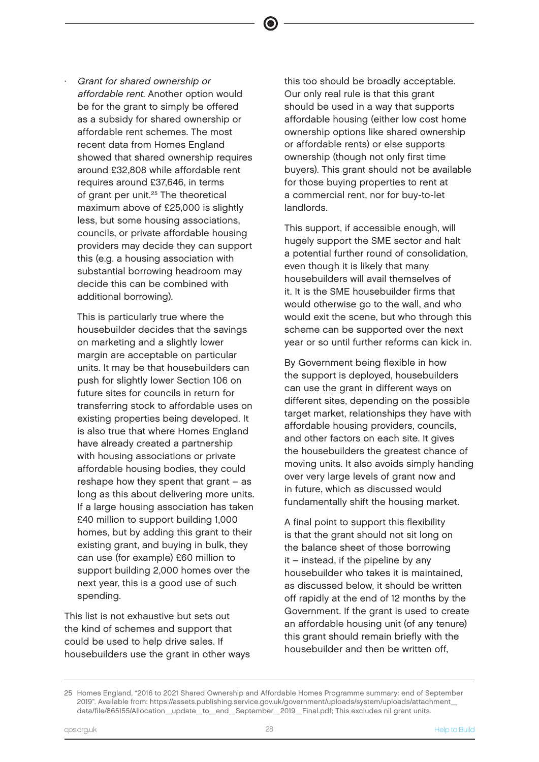- *Grant for shared ownership or affordable rent*. Another option would be for the grant to simply be offered as a subsidy for shared ownership or affordable rent schemes. The most recent data from Homes England showed that shared ownership requires around £32,808 while affordable rent requires around £37,646, in terms of grant per unit.[25] The theoretical maximum above of £25,000 is slightly less, but some housing associations, councils, or private affordable housing providers may decide they can support this (e.g. a housing association with substantial borrowing headroom may decide this can be combined with additional borrowing).

  This is particularly true where the housebuilder decides that the savings on marketing and a slightly lower margin are acceptable on particular units. It may be that housebuilders can push for slightly lower Section 106 on future sites for councils in return for transferring stock to affordable uses on existing properties being developed. It is also true that where Homes England have already created a partnership with housing associations or private affordable housing bodies, they could reshape how they spent that grant – as long as this about delivering more units. If a large housing association has taken £40 million to support building 1,000 homes, but by adding this grant to their existing grant, and buying in bulk, they can use (for example) £60 million to support building 2,000 homes over the next year, this is a good use of such spending.

This list is not exhaustive but sets out the kind of schemes and support that could be used to help drive sales. If housebuilders use the grant in other ways this too should be broadly acceptable. Our only real rule is that this grant should be used in a way that supports affordable housing (either low cost home ownership options like shared ownership or affordable rents) or else supports ownership (though not only first time buyers). This grant should not be available for those buying properties to rent at a commercial rent, nor for buy-to-let landlords.

This support, if accessible enough, will hugely support the SME sector and halt a potential further round of consolidation, even though it is likely that many housebuilders will avail themselves of it. It is the SME housebuilder firms that would otherwise go to the wall, and who would exit the scene, but who through this scheme can be supported over the next year or so until further reforms can kick in.

By Government being flexible in how the support is deployed, housebuilders can use the grant in different ways on different sites, depending on the possible target market, relationships they have with affordable housing providers, councils, and other factors on each site. It gives the housebuilders the greatest chance of moving units. It also avoids simply handing over very large levels of grant now and in future, which as discussed would fundamentally shift the housing market.

A final point to support this flexibility is that the grant should not sit long on the balance sheet of those borrowing it – instead, if the pipeline by any housebuilder who takes it is maintained, as discussed below, it should be written off rapidly at the end of 12 months by the Government. If the grant is used to create an affordable housing unit (of any tenure) this grant should remain briefly with the housebuilder and then be written off,

25 Homes England, "2016 to 2021 Shared Ownership and Affordable Homes Programme summary: end of September 2019". Available from: https://assets.publishing.service.gov.uk/government/uploads/system/uploads/attachment_data/file/865155/Allocation__update__to__end__September__2019__Final.pdf; This excludes nil grant units.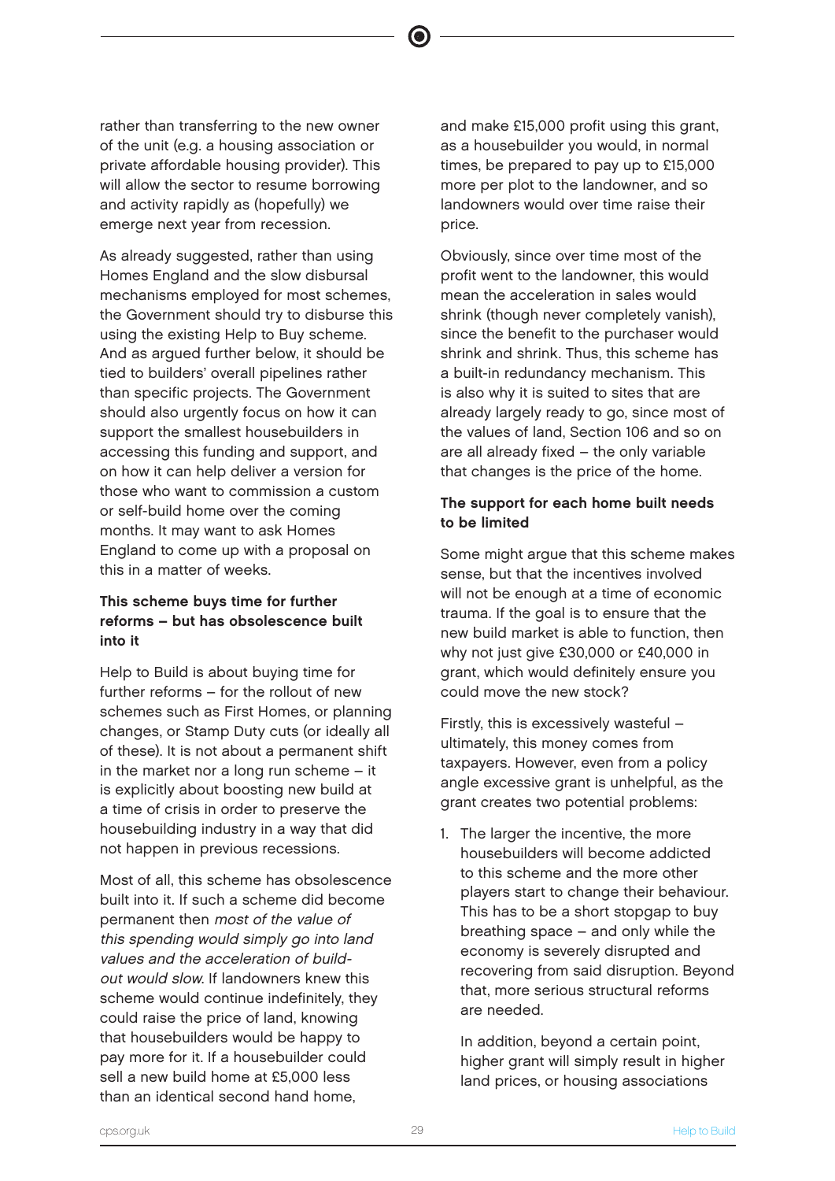rather than transferring to the new owner of the unit (e.g. a housing association or private affordable housing provider). This will allow the sector to resume borrowing and activity rapidly as (hopefully) we emerge next year from recession.

As already suggested, rather than using Homes England and the slow disbursal mechanisms employed for most schemes, the Government should try to disburse this using the existing Help to Buy scheme. And as argued further below, it should be tied to builders' overall pipelines rather than specific projects. The Government should also urgently focus on how it can support the smallest housebuilders in accessing this funding and support, and on how it can help deliver a version for those who want to commission a custom or self-build home over the coming months. It may want to ask Homes England to come up with a proposal on this in a matter of weeks.

### This scheme buys time for further reforms – but has obsolescence built into it

Help to Build is about buying time for further reforms – for the rollout of new schemes such as First Homes, or planning changes, or Stamp Duty cuts (or ideally all of these). It is not about a permanent shift in the market nor a long run scheme – it is explicitly about boosting new build at a time of crisis in order to preserve the housebuilding industry in a way that did not happen in previous recessions.

Most of all, this scheme has obsolescence built into it. If such a scheme did become permanent then *most of the value of this spending would simply go into land values and the acceleration of build-out would slow*. If landowners knew this scheme would continue indefinitely, they could raise the price of land, knowing that housebuilders would be happy to pay more for it. If a housebuilder could sell a new build home at £5,000 less than an identical second hand home, and make £15,000 profit using this grant, as a housebuilder you would, in normal times, be prepared to pay up to £15,000 more per plot to the landowner, and so landowners would over time raise their price.

Obviously, since over time most of the profit went to the landowner, this would mean the acceleration in sales would shrink (though never completely vanish), since the benefit to the purchaser would shrink and shrink. Thus, this scheme has a built-in redundancy mechanism. This is also why it is suited to sites that are already largely ready to go, since most of the values of land, Section 106 and so on are all already fixed – the only variable that changes is the price of the home.

### The support for each home built needs to be limited

Some might argue that this scheme makes sense, but that the incentives involved will not be enough at a time of economic trauma. If the goal is to ensure that the new build market is able to function, then why not just give £30,000 or £40,000 in grant, which would definitely ensure you could move the new stock?

Firstly, this is excessively wasteful – ultimately, this money comes from taxpayers. However, even from a policy angle excessive grant is unhelpful, as the grant creates two potential problems:

1. The larger the incentive, the more housebuilders will become addicted to this scheme and the more other players start to change their behaviour. This has to be a short stopgap to buy breathing space – and only while the economy is severely disrupted and recovering from said disruption. Beyond that, more serious structural reforms are needed.

   In addition, beyond a certain point, higher grant will simply result in higher land prices, or housing associations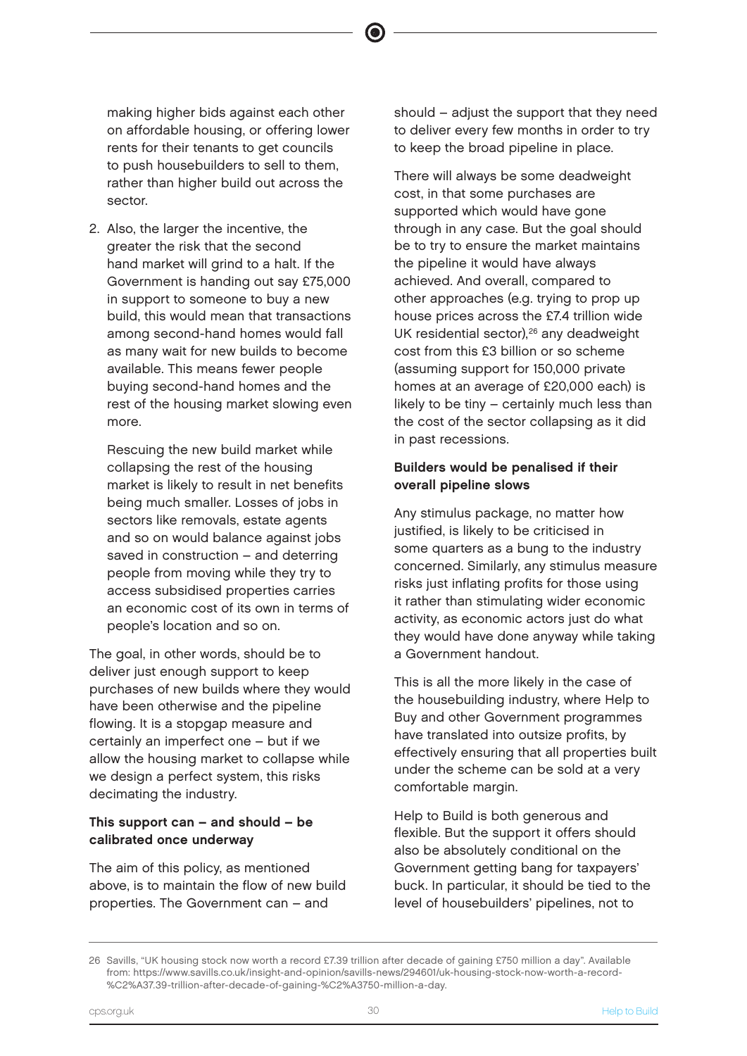making higher bids against each other on affordable housing, or offering lower rents for their tenants to get councils to push housebuilders to sell to them, rather than higher build out across the sector.

2. Also, the larger the incentive, the greater the risk that the second hand market will grind to a halt. If the Government is handing out say £75,000 in support to someone to buy a new build, this would mean that transactions among second-hand homes would fall as many wait for new builds to become available. This means fewer people buying second-hand homes and the rest of the housing market slowing even more.

   Rescuing the new build market while collapsing the rest of the housing market is likely to result in net benefits being much smaller. Losses of jobs in sectors like removals, estate agents and so on would balance against jobs saved in construction – and deterring people from moving while they try to access subsidised properties carries an economic cost of its own in terms of people's location and so on.

The goal, in other words, should be to deliver just enough support to keep purchases of new builds where they would have been otherwise and the pipeline flowing. It is a stopgap measure and certainly an imperfect one – but if we allow the housing market to collapse while we design a perfect system, this risks decimating the industry.

### This support can – and should – be calibrated once underway

The aim of this policy, as mentioned above, is to maintain the flow of new build properties. The Government can – and should – adjust the support that they need to deliver every few months in order to try to keep the broad pipeline in place.

There will always be some deadweight cost, in that some purchases are supported which would have gone through in any case. But the goal should be to try to ensure the market maintains the pipeline it would have always achieved. And overall, compared to other approaches (e.g. trying to prop up house prices across the £7.4 trillion wide UK residential sector),[26] any deadweight cost from this £3 billion or so scheme (assuming support for 150,000 private homes at an average of £20,000 each) is likely to be tiny – certainly much less than the cost of the sector collapsing as it did in past recessions.

### Builders would be penalised if their overall pipeline slows

Any stimulus package, no matter how justified, is likely to be criticised in some quarters as a bung to the industry concerned. Similarly, any stimulus measure risks just inflating profits for those using it rather than stimulating wider economic activity, as economic actors just do what they would have done anyway while taking a Government handout.

This is all the more likely in the case of the housebuilding industry, where Help to Buy and other Government programmes have translated into outsize profits, by effectively ensuring that all properties built under the scheme can be sold at a very comfortable margin.

Help to Build is both generous and flexible. But the support it offers should also be absolutely conditional on the Government getting bang for taxpayers' buck. In particular, it should be tied to the level of housebuilders' pipelines, not to

---

26 Savills, "UK housing stock now worth a record £7.39 trillion after decade of gaining £750 million a day". Available from: https://www.savills.co.uk/insight-and-opinion/savills-news/294601/uk-housing-stock-now-worth-a-record-%C2%A37.39-trillion-after-decade-of-gaining-%C2%A3750-million-a-day.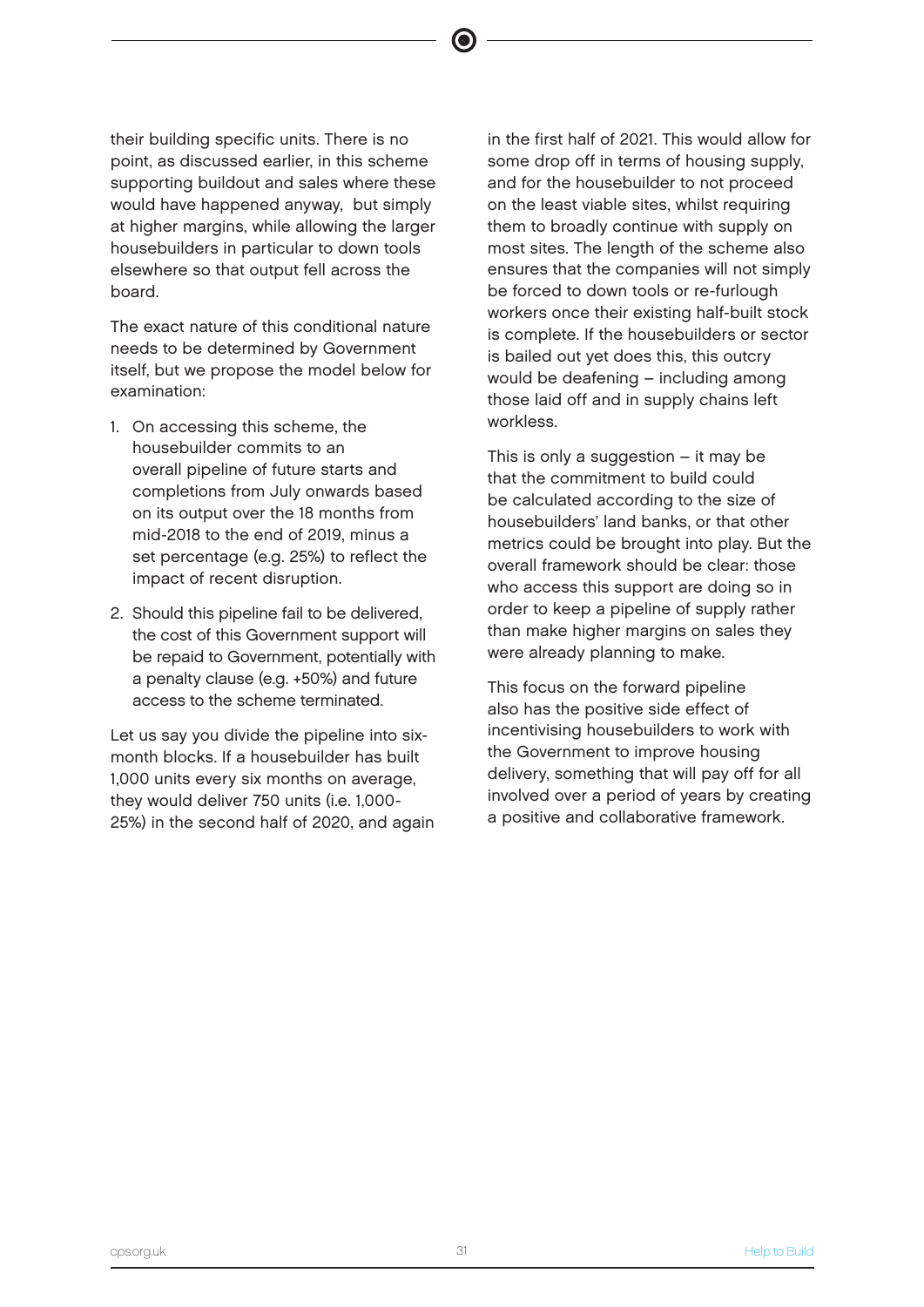their building specific units. There is no point, as discussed earlier, in this scheme supporting buildout and sales where these would have happened anyway, but simply at higher margins, while allowing the larger housebuilders in particular to down tools elsewhere so that output fell across the board.

The exact nature of this conditional nature needs to be determined by Government itself, but we propose the model below for examination:

1. On accessing this scheme, the housebuilder commits to an overall pipeline of future starts and completions from July onwards based on its output over the 18 months from mid-2018 to the end of 2019, minus a set percentage (e.g. 25%) to reflect the impact of recent disruption.
2. Should this pipeline fail to be delivered, the cost of this Government support will be repaid to Government, potentially with a penalty clause (e.g. +50%) and future access to the scheme terminated.

Let us say you divide the pipeline into six-month blocks. If a housebuilder has built 1,000 units every six months on average, they would deliver 750 units (i.e. 1,000-25%) in the second half of 2020, and again in the first half of 2021. This would allow for some drop off in terms of housing supply, and for the housebuilder to not proceed on the least viable sites, whilst requiring them to broadly continue with supply on most sites. The length of the scheme also ensures that the companies will not simply be forced to down tools or re-furlough workers once their existing half-built stock is complete. If the housebuilders or sector is bailed out yet does this, this outcry would be deafening – including among those laid off and in supply chains left workless.

This is only a suggestion – it may be that the commitment to build could be calculated according to the size of housebuilders' land banks, or that other metrics could be brought into play. But the overall framework should be clear: those who access this support are doing so in order to keep a pipeline of supply rather than make higher margins on sales they were already planning to make.

This focus on the forward pipeline also has the positive side effect of incentivising housebuilders to work with the Government to improve housing delivery, something that will pay off for all involved over a period of years by creating a positive and collaborative framework.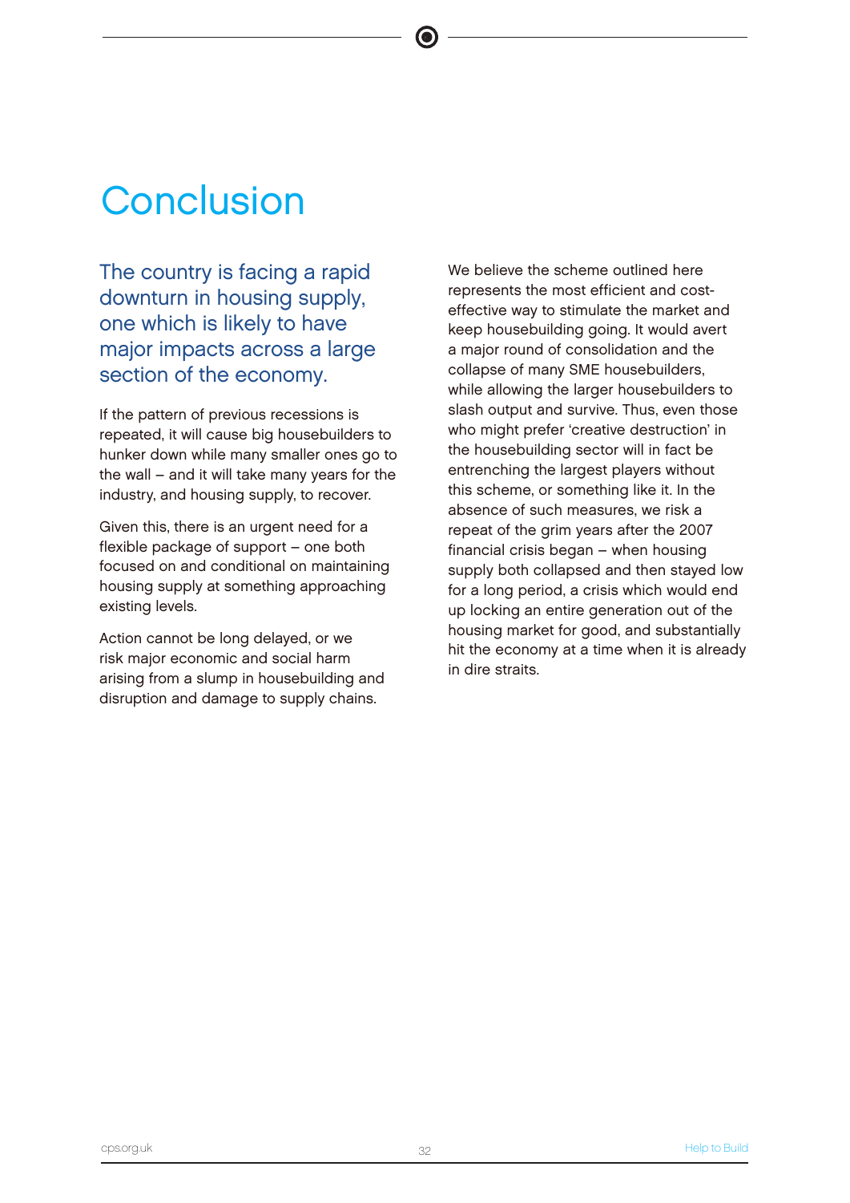# Conclusion

## The country is facing a rapid downturn in housing supply, one which is likely to have major impacts across a large section of the economy.

If the pattern of previous recessions is repeated, it will cause big housebuilders to hunker down while many smaller ones go to the wall – and it will take many years for the industry, and housing supply, to recover.

Given this, there is an urgent need for a flexible package of support – one both focused on and conditional on maintaining housing supply at something approaching existing levels.

Action cannot be long delayed, or we risk major economic and social harm arising from a slump in housebuilding and disruption and damage to supply chains.

We believe the scheme outlined here represents the most efficient and cost-effective way to stimulate the market and keep housebuilding going. It would avert a major round of consolidation and the collapse of many SME housebuilders, while allowing the larger housebuilders to slash output and survive. Thus, even those who might prefer 'creative destruction' in the housebuilding sector will in fact be entrenching the largest players without this scheme, or something like it. In the absence of such measures, we risk a repeat of the grim years after the 2007 financial crisis began – when housing supply both collapsed and then stayed low for a long period, a crisis which would end up locking an entire generation out of the housing market for good, and substantially hit the economy at a time when it is already in dire straits.